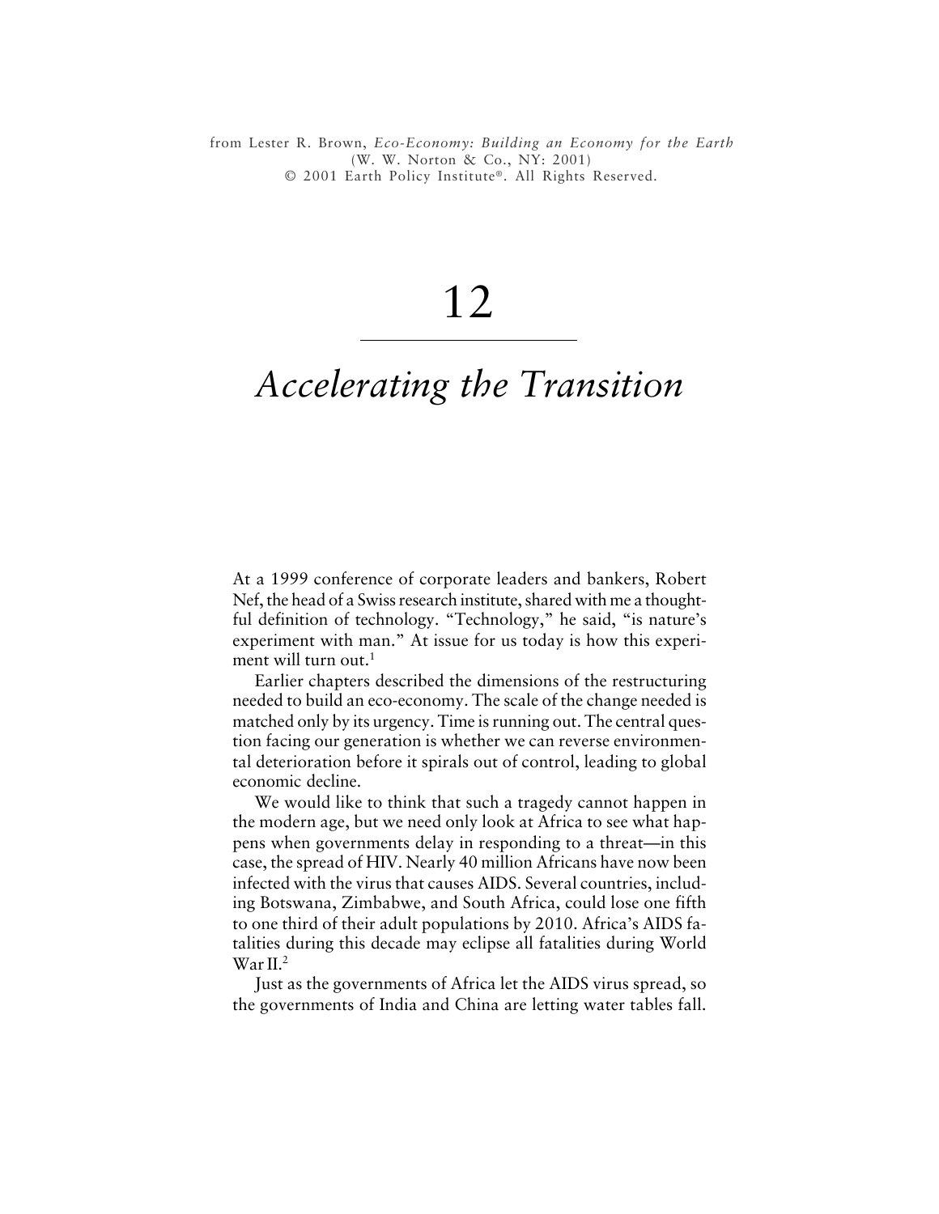from Lester R. Brown, *Eco-Economy: Building an Economy for the Earth* (W. W. Norton & Co., NY: 2001) © 2001 Earth Policy Institute®. All Rights Reserved.

# 12

# *Accelerating the Transition*

At a 1999 conference of corporate leaders and bankers, Robert Nef, the head of a Swiss research institute, shared with me a thoughtful definition of technology. "Technology," he said, "is nature's experiment with man." At issue for us today is how this experiment will turn out.[1]

Earlier chapters described the dimensions of the restructuring needed to build an eco-economy. The scale of the change needed is matched only by its urgency. Time is running out. The central question facing our generation is whether we can reverse environmental deterioration before it spirals out of control, leading to global economic decline.

We would like to think that such a tragedy cannot happen in the modern age, but we need only look at Africa to see what happens when governments delay in responding to a threat—in this case, the spread of HIV. Nearly 40 million Africans have now been infected with the virus that causes AIDS. Several countries, including Botswana, Zimbabwe, and South Africa, could lose one fifth to one third of their adult populations by 2010. Africa's AIDS fatalities during this decade may eclipse all fatalities during World War II.[2]

Just as the governments of Africa let the AIDS virus spread, so the governments of India and China are letting water tables fall.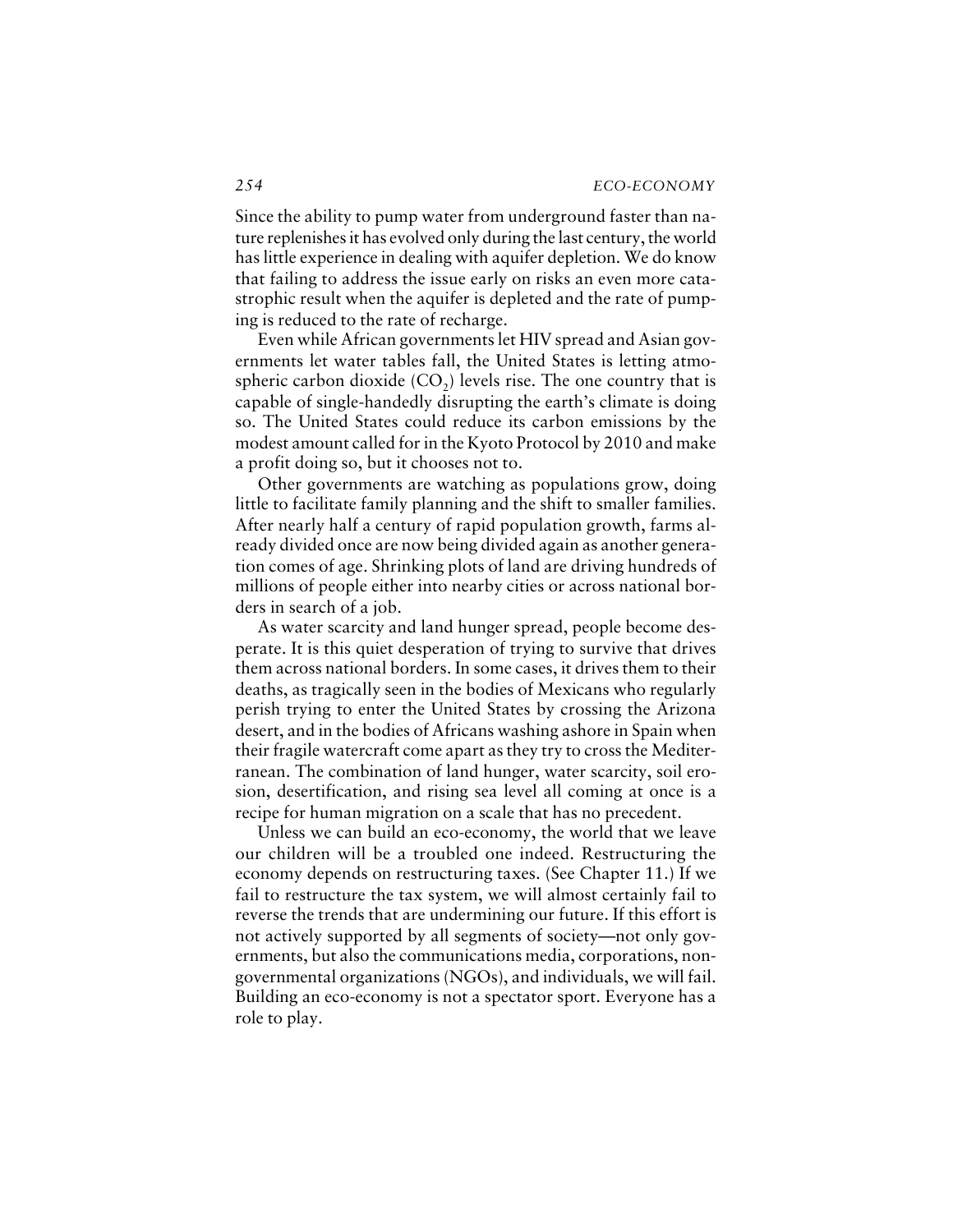Since the ability to pump water from underground faster than nature replenishes it has evolved only during the last century, the world has little experience in dealing with aquifer depletion. We do know that failing to address the issue early on risks an even more catastrophic result when the aquifer is depleted and the rate of pumping is reduced to the rate of recharge.

Even while African governments let HIV spread and Asian governments let water tables fall, the United States is letting atmospheric carbon dioxide ($CO_2$) levels rise. The one country that is capable of single-handedly disrupting the earth's climate is doing so. The United States could reduce its carbon emissions by the modest amount called for in the Kyoto Protocol by 2010 and make a profit doing so, but it chooses not to.

Other governments are watching as populations grow, doing little to facilitate family planning and the shift to smaller families. After nearly half a century of rapid population growth, farms already divided once are now being divided again as another generation comes of age. Shrinking plots of land are driving hundreds of millions of people either into nearby cities or across national borders in search of a job.

As water scarcity and land hunger spread, people become desperate. It is this quiet desperation of trying to survive that drives them across national borders. In some cases, it drives them to their deaths, as tragically seen in the bodies of Mexicans who regularly perish trying to enter the United States by crossing the Arizona desert, and in the bodies of Africans washing ashore in Spain when their fragile watercraft come apart as they try to cross the Mediterranean. The combination of land hunger, water scarcity, soil erosion, desertification, and rising sea level all coming at once is a recipe for human migration on a scale that has no precedent.

Unless we can build an eco-economy, the world that we leave our children will be a troubled one indeed. Restructuring the economy depends on restructuring taxes. (See Chapter 11.) If we fail to restructure the tax system, we will almost certainly fail to reverse the trends that are undermining our future. If this effort is not actively supported by all segments of society—not only governments, but also the communications media, corporations, nongovernmental organizations (NGOs), and individuals, we will fail. Building an eco-economy is not a spectator sport. Everyone has a role to play.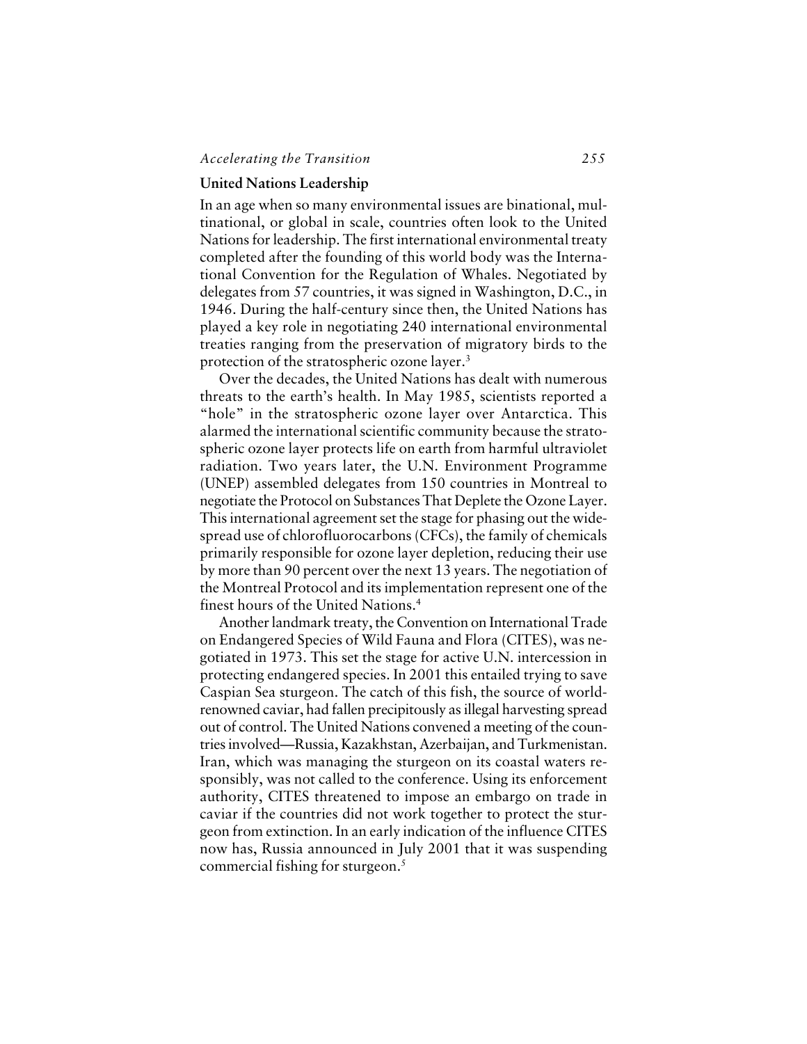## United Nations Leadership

In an age when so many environmental issues are binational, multinational, or global in scale, countries often look to the United Nations for leadership. The first international environmental treaty completed after the founding of this world body was the International Convention for the Regulation of Whales. Negotiated by delegates from 57 countries, it was signed in Washington, D.C., in 1946. During the half-century since then, the United Nations has played a key role in negotiating 240 international environmental treaties ranging from the preservation of migratory birds to the protection of the stratospheric ozone layer.[3]

Over the decades, the United Nations has dealt with numerous threats to the earth's health. In May 1985, scientists reported a "hole" in the stratospheric ozone layer over Antarctica. This alarmed the international scientific community because the stratospheric ozone layer protects life on earth from harmful ultraviolet radiation. Two years later, the U.N. Environment Programme (UNEP) assembled delegates from 150 countries in Montreal to negotiate the Protocol on Substances That Deplete the Ozone Layer. This international agreement set the stage for phasing out the widespread use of chlorofluorocarbons (CFCs), the family of chemicals primarily responsible for ozone layer depletion, reducing their use by more than 90 percent over the next 13 years. The negotiation of the Montreal Protocol and its implementation represent one of the finest hours of the United Nations.[4]

Another landmark treaty, the Convention on International Trade on Endangered Species of Wild Fauna and Flora (CITES), was negotiated in 1973. This set the stage for active U.N. intercession in protecting endangered species. In 2001 this entailed trying to save Caspian Sea sturgeon. The catch of this fish, the source of world-renowned caviar, had fallen precipitously as illegal harvesting spread out of control. The United Nations convened a meeting of the countries involved—Russia, Kazakhstan, Azerbaijan, and Turkmenistan. Iran, which was managing the sturgeon on its coastal waters responsibly, was not called to the conference. Using its enforcement authority, CITES threatened to impose an embargo on trade in caviar if the countries did not work together to protect the sturgeon from extinction. In an early indication of the influence CITES now has, Russia announced in July 2001 that it was suspending commercial fishing for sturgeon.[5]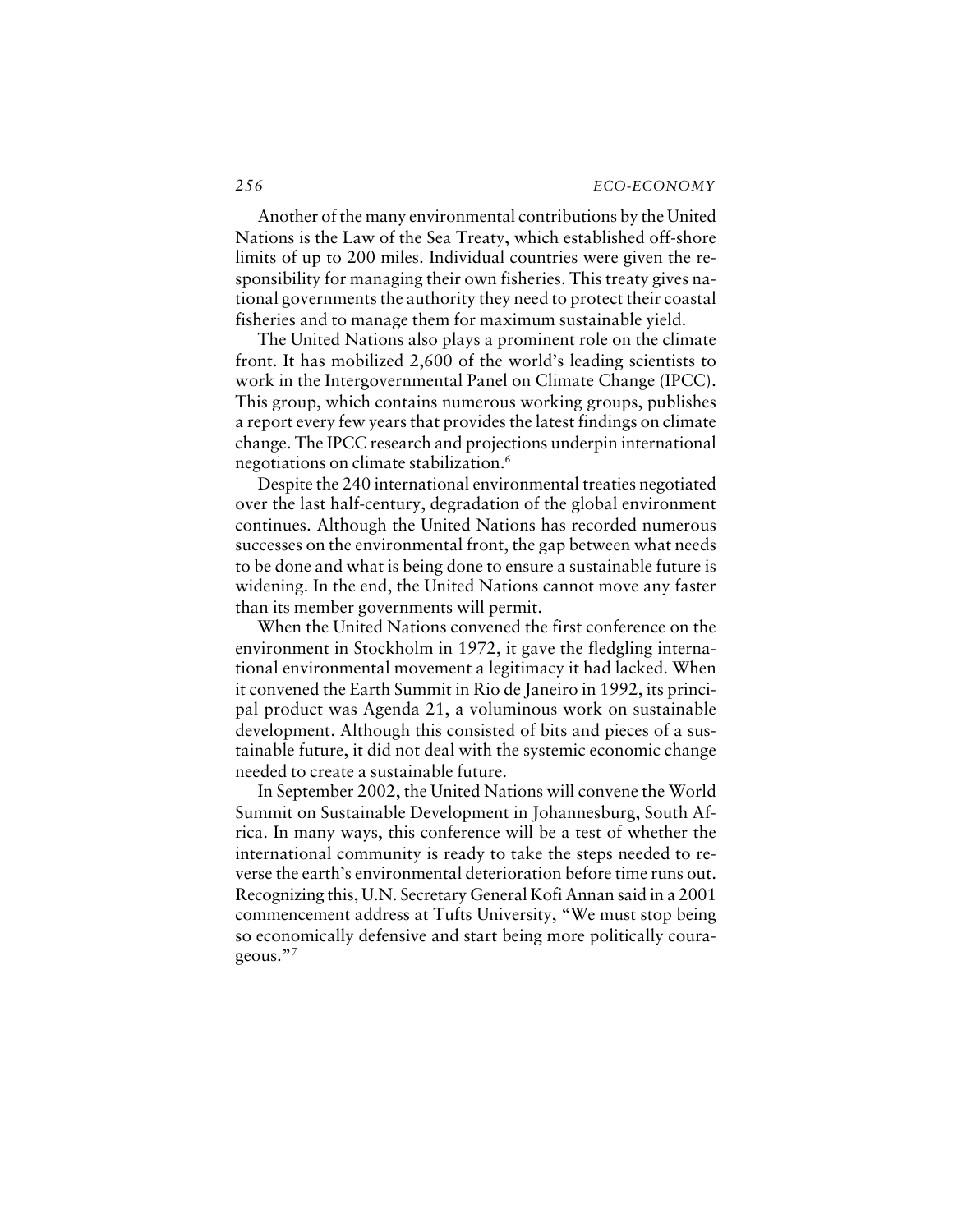Another of the many environmental contributions by the United Nations is the Law of the Sea Treaty, which established off-shore limits of up to 200 miles. Individual countries were given the responsibility for managing their own fisheries. This treaty gives national governments the authority they need to protect their coastal fisheries and to manage them for maximum sustainable yield.

The United Nations also plays a prominent role on the climate front. It has mobilized 2,600 of the world's leading scientists to work in the Intergovernmental Panel on Climate Change (IPCC). This group, which contains numerous working groups, publishes a report every few years that provides the latest findings on climate change. The IPCC research and projections underpin international negotiations on climate stabilization.[6]

Despite the 240 international environmental treaties negotiated over the last half-century, degradation of the global environment continues. Although the United Nations has recorded numerous successes on the environmental front, the gap between what needs to be done and what is being done to ensure a sustainable future is widening. In the end, the United Nations cannot move any faster than its member governments will permit.

When the United Nations convened the first conference on the environment in Stockholm in 1972, it gave the fledgling international environmental movement a legitimacy it had lacked. When it convened the Earth Summit in Rio de Janeiro in 1992, its principal product was Agenda 21, a voluminous work on sustainable development. Although this consisted of bits and pieces of a sustainable future, it did not deal with the systemic economic change needed to create a sustainable future.

In September 2002, the United Nations will convene the World Summit on Sustainable Development in Johannesburg, South Africa. In many ways, this conference will be a test of whether the international community is ready to take the steps needed to reverse the earth's environmental deterioration before time runs out. Recognizing this, U.N. Secretary General Kofi Annan said in a 2001 commencement address at Tufts University, "We must stop being so economically defensive and start being more politically courageous."[7]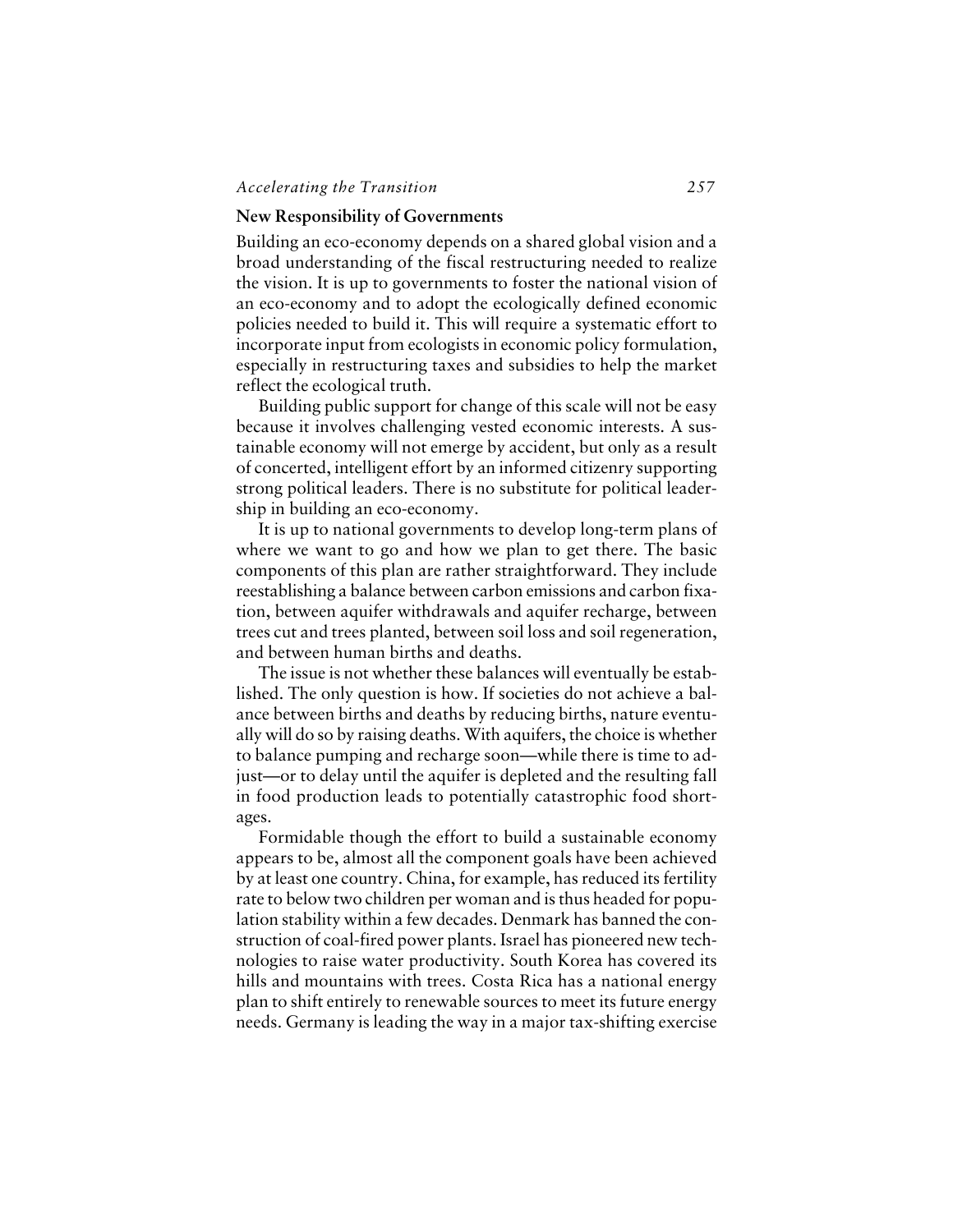## New Responsibility of Governments

Building an eco-economy depends on a shared global vision and a broad understanding of the fiscal restructuring needed to realize the vision. It is up to governments to foster the national vision of an eco-economy and to adopt the ecologically defined economic policies needed to build it. This will require a systematic effort to incorporate input from ecologists in economic policy formulation, especially in restructuring taxes and subsidies to help the market reflect the ecological truth.

Building public support for change of this scale will not be easy because it involves challenging vested economic interests. A sustainable economy will not emerge by accident, but only as a result of concerted, intelligent effort by an informed citizenry supporting strong political leaders. There is no substitute for political leadership in building an eco-economy.

It is up to national governments to develop long-term plans of where we want to go and how we plan to get there. The basic components of this plan are rather straightforward. They include reestablishing a balance between carbon emissions and carbon fixation, between aquifer withdrawals and aquifer recharge, between trees cut and trees planted, between soil loss and soil regeneration, and between human births and deaths.

The issue is not whether these balances will eventually be established. The only question is how. If societies do not achieve a balance between births and deaths by reducing births, nature eventually will do so by raising deaths. With aquifers, the choice is whether to balance pumping and recharge soon—while there is time to adjust—or to delay until the aquifer is depleted and the resulting fall in food production leads to potentially catastrophic food shortages.

Formidable though the effort to build a sustainable economy appears to be, almost all the component goals have been achieved by at least one country. China, for example, has reduced its fertility rate to below two children per woman and is thus headed for population stability within a few decades. Denmark has banned the construction of coal-fired power plants. Israel has pioneered new technologies to raise water productivity. South Korea has covered its hills and mountains with trees. Costa Rica has a national energy plan to shift entirely to renewable sources to meet its future energy needs. Germany is leading the way in a major tax-shifting exercise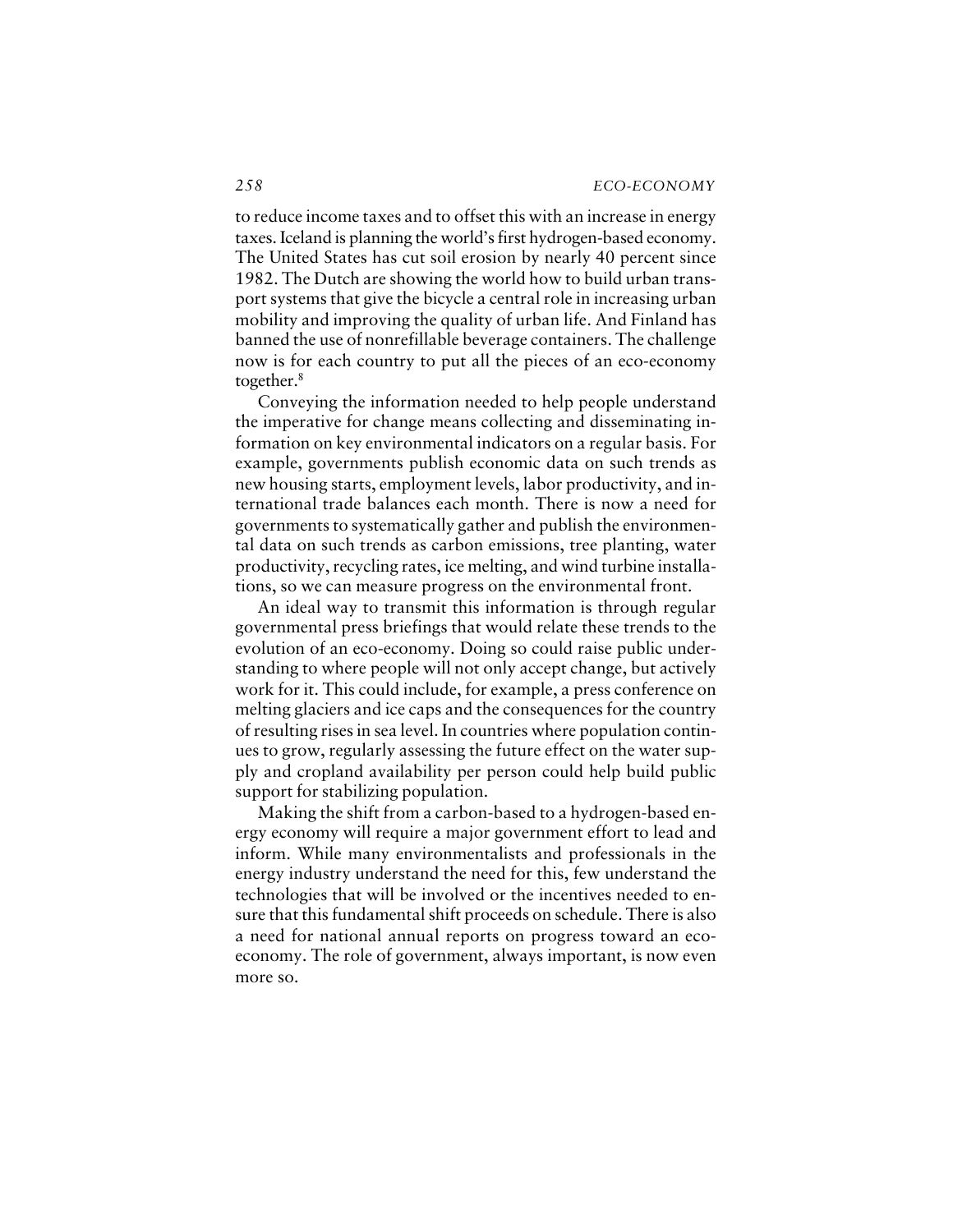to reduce income taxes and to offset this with an increase in energy taxes. Iceland is planning the world's first hydrogen-based economy. The United States has cut soil erosion by nearly 40 percent since 1982. The Dutch are showing the world how to build urban transport systems that give the bicycle a central role in increasing urban mobility and improving the quality of urban life. And Finland has banned the use of nonrefillable beverage containers. The challenge now is for each country to put all the pieces of an eco-economy together.[8]

Conveying the information needed to help people understand the imperative for change means collecting and disseminating information on key environmental indicators on a regular basis. For example, governments publish economic data on such trends as new housing starts, employment levels, labor productivity, and international trade balances each month. There is now a need for governments to systematically gather and publish the environmental data on such trends as carbon emissions, tree planting, water productivity, recycling rates, ice melting, and wind turbine installations, so we can measure progress on the environmental front.

An ideal way to transmit this information is through regular governmental press briefings that would relate these trends to the evolution of an eco-economy. Doing so could raise public understanding to where people will not only accept change, but actively work for it. This could include, for example, a press conference on melting glaciers and ice caps and the consequences for the country of resulting rises in sea level. In countries where population continues to grow, regularly assessing the future effect on the water supply and cropland availability per person could help build public support for stabilizing population.

Making the shift from a carbon-based to a hydrogen-based energy economy will require a major government effort to lead and inform. While many environmentalists and professionals in the energy industry understand the need for this, few understand the technologies that will be involved or the incentives needed to ensure that this fundamental shift proceeds on schedule. There is also a need for national annual reports on progress toward an eco-economy. The role of government, always important, is now even more so.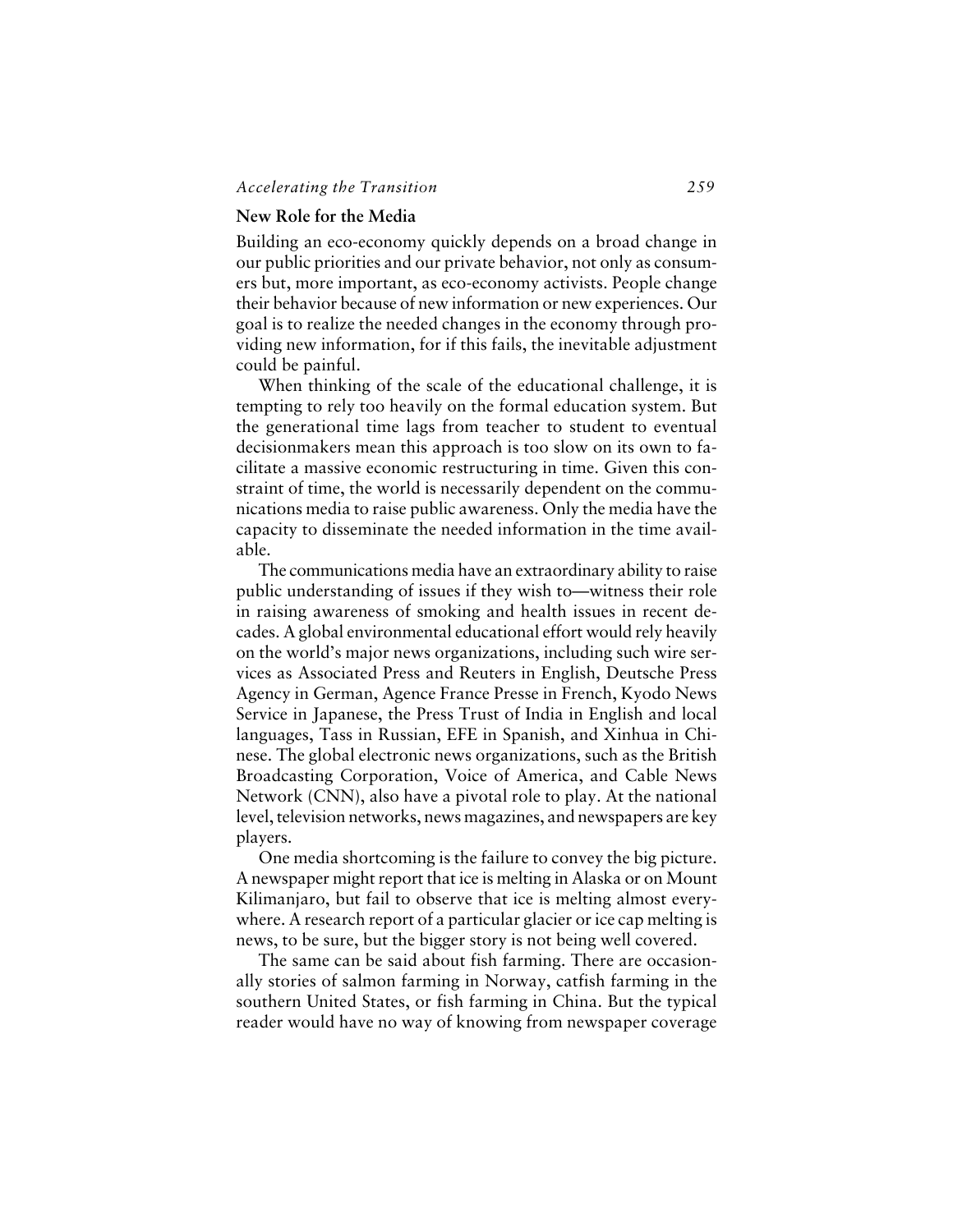## New Role for the Media

Building an eco-economy quickly depends on a broad change in our public priorities and our private behavior, not only as consumers but, more important, as eco-economy activists. People change their behavior because of new information or new experiences. Our goal is to realize the needed changes in the economy through providing new information, for if this fails, the inevitable adjustment could be painful.

When thinking of the scale of the educational challenge, it is tempting to rely too heavily on the formal education system. But the generational time lags from teacher to student to eventual decisionmakers mean this approach is too slow on its own to facilitate a massive economic restructuring in time. Given this constraint of time, the world is necessarily dependent on the communications media to raise public awareness. Only the media have the capacity to disseminate the needed information in the time available.

The communications media have an extraordinary ability to raise public understanding of issues if they wish to—witness their role in raising awareness of smoking and health issues in recent decades. A global environmental educational effort would rely heavily on the world's major news organizations, including such wire services as Associated Press and Reuters in English, Deutsche Press Agency in German, Agence France Presse in French, Kyodo News Service in Japanese, the Press Trust of India in English and local languages, Tass in Russian, EFE in Spanish, and Xinhua in Chinese. The global electronic news organizations, such as the British Broadcasting Corporation, Voice of America, and Cable News Network (CNN), also have a pivotal role to play. At the national level, television networks, news magazines, and newspapers are key players.

One media shortcoming is the failure to convey the big picture. A newspaper might report that ice is melting in Alaska or on Mount Kilimanjaro, but fail to observe that ice is melting almost everywhere. A research report of a particular glacier or ice cap melting is news, to be sure, but the bigger story is not being well covered.

The same can be said about fish farming. There are occasionally stories of salmon farming in Norway, catfish farming in the southern United States, or fish farming in China. But the typical reader would have no way of knowing from newspaper coverage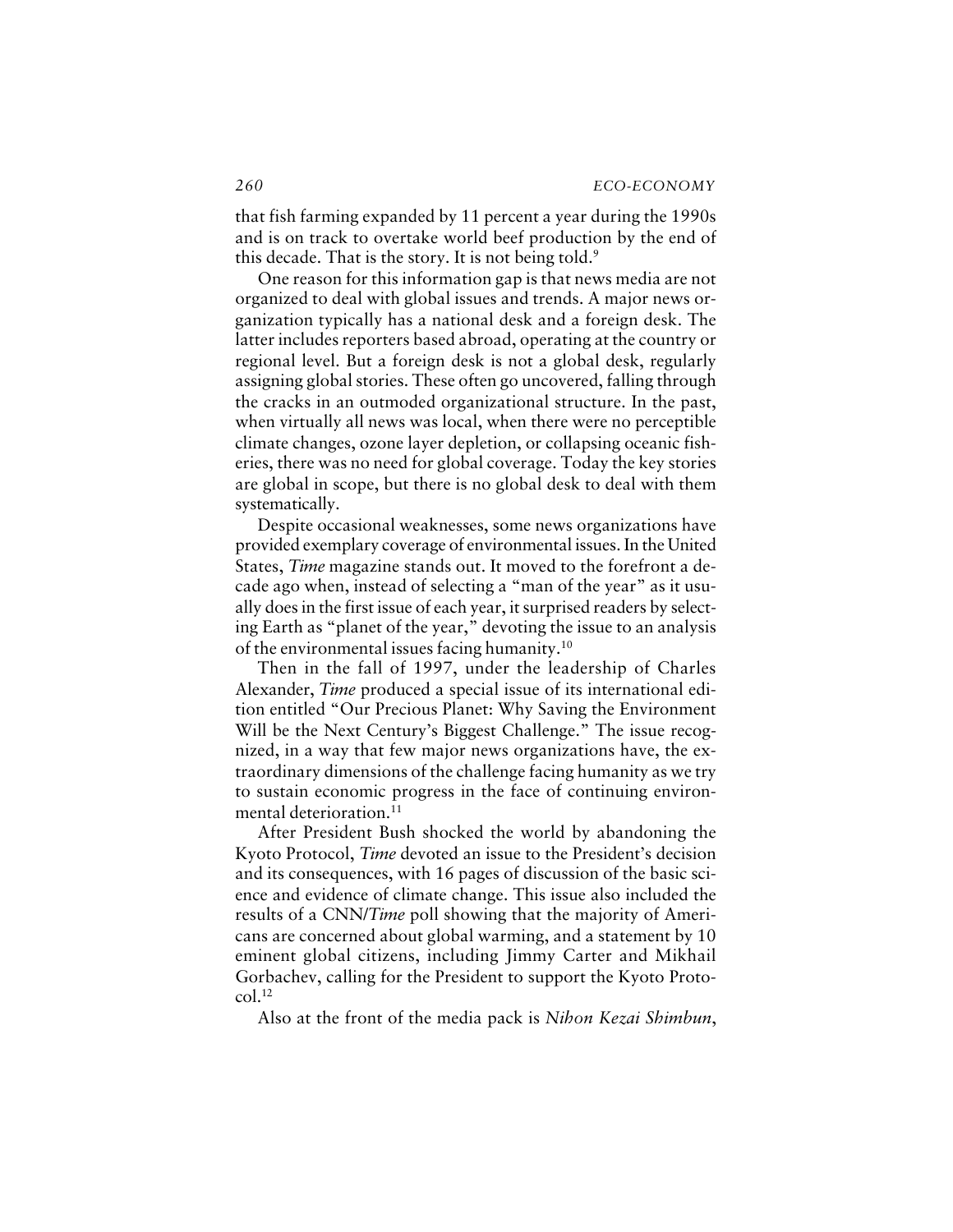that fish farming expanded by 11 percent a year during the 1990s and is on track to overtake world beef production by the end of this decade. That is the story. It is not being told.[9]

One reason for this information gap is that news media are not organized to deal with global issues and trends. A major news organization typically has a national desk and a foreign desk. The latter includes reporters based abroad, operating at the country or regional level. But a foreign desk is not a global desk, regularly assigning global stories. These often go uncovered, falling through the cracks in an outmoded organizational structure. In the past, when virtually all news was local, when there were no perceptible climate changes, ozone layer depletion, or collapsing oceanic fisheries, there was no need for global coverage. Today the key stories are global in scope, but there is no global desk to deal with them systematically.

Despite occasional weaknesses, some news organizations have provided exemplary coverage of environmental issues. In the United States, *Time* magazine stands out. It moved to the forefront a decade ago when, instead of selecting a "man of the year" as it usually does in the first issue of each year, it surprised readers by selecting Earth as "planet of the year," devoting the issue to an analysis of the environmental issues facing humanity.[10]

Then in the fall of 1997, under the leadership of Charles Alexander, *Time* produced a special issue of its international edition entitled "Our Precious Planet: Why Saving the Environment Will be the Next Century's Biggest Challenge." The issue recognized, in a way that few major news organizations have, the extraordinary dimensions of the challenge facing humanity as we try to sustain economic progress in the face of continuing environmental deterioration.[11]

After President Bush shocked the world by abandoning the Kyoto Protocol, *Time* devoted an issue to the President's decision and its consequences, with 16 pages of discussion of the basic science and evidence of climate change. This issue also included the results of a CNN/*Time* poll showing that the majority of Americans are concerned about global warming, and a statement by 10 eminent global citizens, including Jimmy Carter and Mikhail Gorbachev, calling for the President to support the Kyoto Protocol.[12]

Also at the front of the media pack is *Nihon Kezai Shimbun*,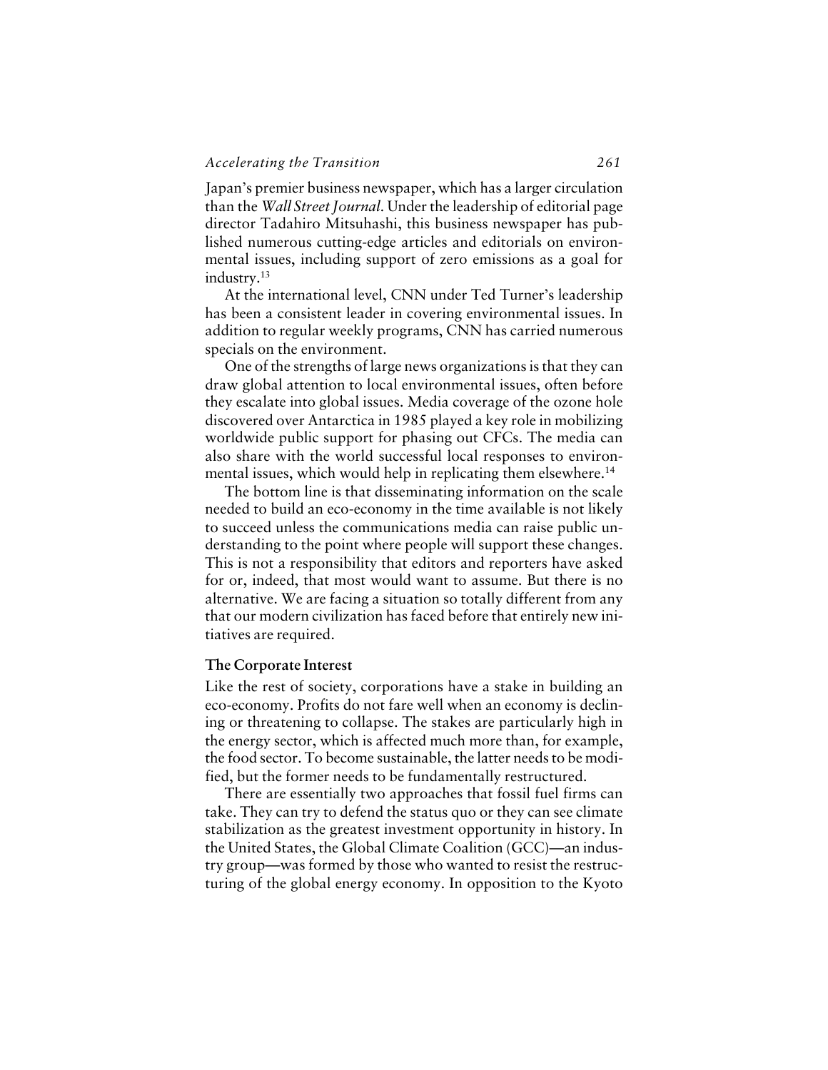Japan's premier business newspaper, which has a larger circulation than the *Wall Street Journal*. Under the leadership of editorial page director Tadahiro Mitsuhashi, this business newspaper has published numerous cutting-edge articles and editorials on environmental issues, including support of zero emissions as a goal for industry.[13]

At the international level, CNN under Ted Turner's leadership has been a consistent leader in covering environmental issues. In addition to regular weekly programs, CNN has carried numerous specials on the environment.

One of the strengths of large news organizations is that they can draw global attention to local environmental issues, often before they escalate into global issues. Media coverage of the ozone hole discovered over Antarctica in 1985 played a key role in mobilizing worldwide public support for phasing out CFCs. The media can also share with the world successful local responses to environmental issues, which would help in replicating them elsewhere.[14]

The bottom line is that disseminating information on the scale needed to build an eco-economy in the time available is not likely to succeed unless the communications media can raise public understanding to the point where people will support these changes. This is not a responsibility that editors and reporters have asked for or, indeed, that most would want to assume. But there is no alternative. We are facing a situation so totally different from any that our modern civilization has faced before that entirely new initiatives are required.

### The Corporate Interest

Like the rest of society, corporations have a stake in building an eco-economy. Profits do not fare well when an economy is declining or threatening to collapse. The stakes are particularly high in the energy sector, which is affected much more than, for example, the food sector. To become sustainable, the latter needs to be modified, but the former needs to be fundamentally restructured.

There are essentially two approaches that fossil fuel firms can take. They can try to defend the status quo or they can see climate stabilization as the greatest investment opportunity in history. In the United States, the Global Climate Coalition (GCC)—an industry group—was formed by those who wanted to resist the restructuring of the global energy economy. In opposition to the Kyoto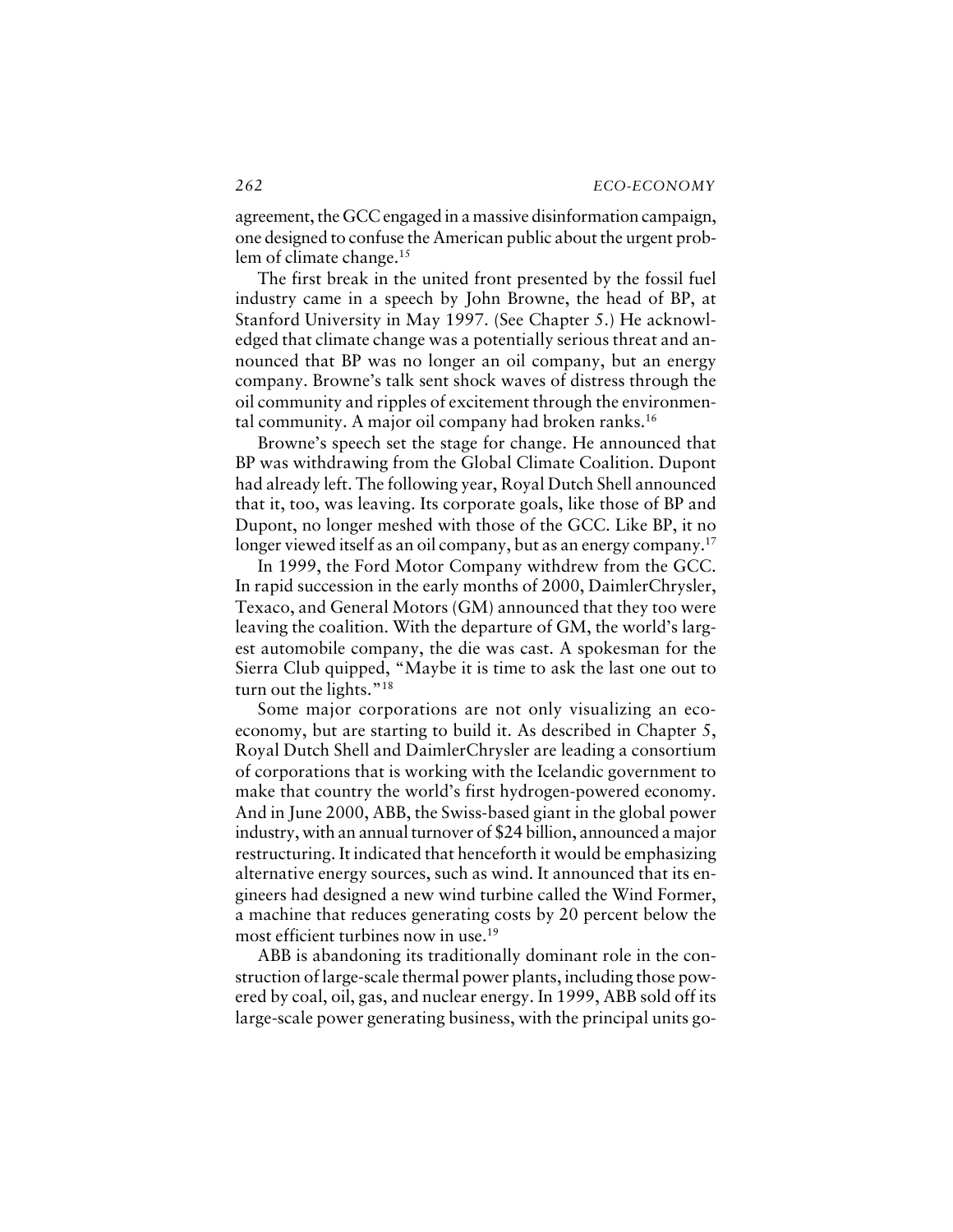agreement, the GCC engaged in a massive disinformation campaign, one designed to confuse the American public about the urgent problem of climate change.[15]

The first break in the united front presented by the fossil fuel industry came in a speech by John Browne, the head of BP, at Stanford University in May 1997. (See Chapter 5.) He acknowledged that climate change was a potentially serious threat and announced that BP was no longer an oil company, but an energy company. Browne's talk sent shock waves of distress through the oil community and ripples of excitement through the environmental community. A major oil company had broken ranks.[16]

Browne's speech set the stage for change. He announced that BP was withdrawing from the Global Climate Coalition. Dupont had already left. The following year, Royal Dutch Shell announced that it, too, was leaving. Its corporate goals, like those of BP and Dupont, no longer meshed with those of the GCC. Like BP, it no longer viewed itself as an oil company, but as an energy company.[17]

In 1999, the Ford Motor Company withdrew from the GCC. In rapid succession in the early months of 2000, DaimlerChrysler, Texaco, and General Motors (GM) announced that they too were leaving the coalition. With the departure of GM, the world's largest automobile company, the die was cast. A spokesman for the Sierra Club quipped, "Maybe it is time to ask the last one out to turn out the lights."[18]

Some major corporations are not only visualizing an eco-economy, but are starting to build it. As described in Chapter 5, Royal Dutch Shell and DaimlerChrysler are leading a consortium of corporations that is working with the Icelandic government to make that country the world's first hydrogen-powered economy. And in June 2000, ABB, the Swiss-based giant in the global power industry, with an annual turnover of $24 billion, announced a major restructuring. It indicated that henceforth it would be emphasizing alternative energy sources, such as wind. It announced that its engineers had designed a new wind turbine called the Wind Former, a machine that reduces generating costs by 20 percent below the most efficient turbines now in use.[19]

ABB is abandoning its traditionally dominant role in the construction of large-scale thermal power plants, including those powered by coal, oil, gas, and nuclear energy. In 1999, ABB sold off its large-scale power generating business, with the principal units go-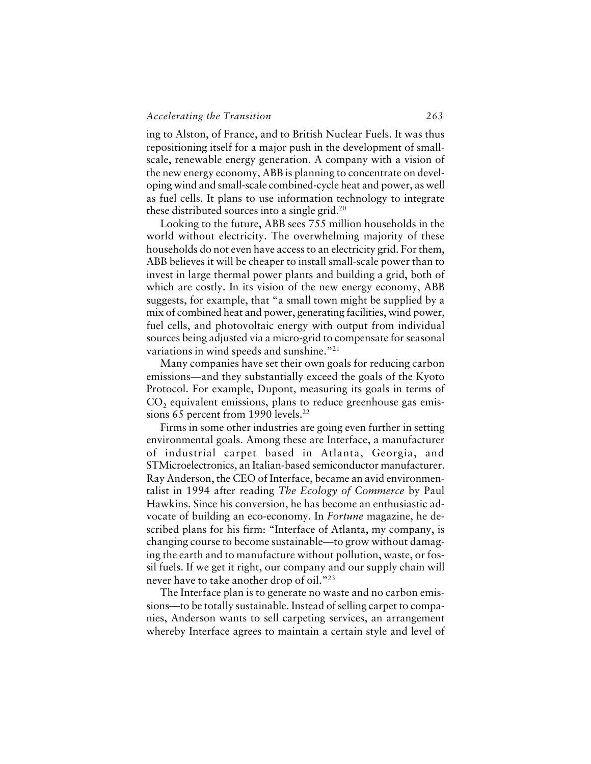ing to Alston, of France, and to British Nuclear Fuels. It was thus repositioning itself for a major push in the development of small-scale, renewable energy generation. A company with a vision of the new energy economy, ABB is planning to concentrate on developing wind and small-scale combined-cycle heat and power, as well as fuel cells. It plans to use information technology to integrate these distributed sources into a single grid.[20]

Looking to the future, ABB sees 755 million households in the world without electricity. The overwhelming majority of these households do not even have access to an electricity grid. For them, ABB believes it will be cheaper to install small-scale power than to invest in large thermal power plants and building a grid, both of which are costly. In its vision of the new energy economy, ABB suggests, for example, that "a small town might be supplied by a mix of combined heat and power, generating facilities, wind power, fuel cells, and photovoltaic energy with output from individual sources being adjusted via a micro-grid to compensate for seasonal variations in wind speeds and sunshine."[21]

Many companies have set their own goals for reducing carbon emissions—and they substantially exceed the goals of the Kyoto Protocol. For example, Dupont, measuring its goals in terms of $CO_2$ equivalent emissions, plans to reduce greenhouse gas emissions 65 percent from 1990 levels.[22]

Firms in some other industries are going even further in setting environmental goals. Among these are Interface, a manufacturer of industrial carpet based in Atlanta, Georgia, and STMicroelectronics, an Italian-based semiconductor manufacturer. Ray Anderson, the CEO of Interface, became an avid environmentalist in 1994 after reading *The Ecology of Commerce* by Paul Hawkins. Since his conversion, he has become an enthusiastic advocate of building an eco-economy. In *Fortune* magazine, he described plans for his firm: "Interface of Atlanta, my company, is changing course to become sustainable—to grow without damaging the earth and to manufacture without pollution, waste, or fossil fuels. If we get it right, our company and our supply chain will never have to take another drop of oil."[23]

The Interface plan is to generate no waste and no carbon emissions—to be totally sustainable. Instead of selling carpet to companies, Anderson wants to sell carpeting services, an arrangement whereby Interface agrees to maintain a certain style and level of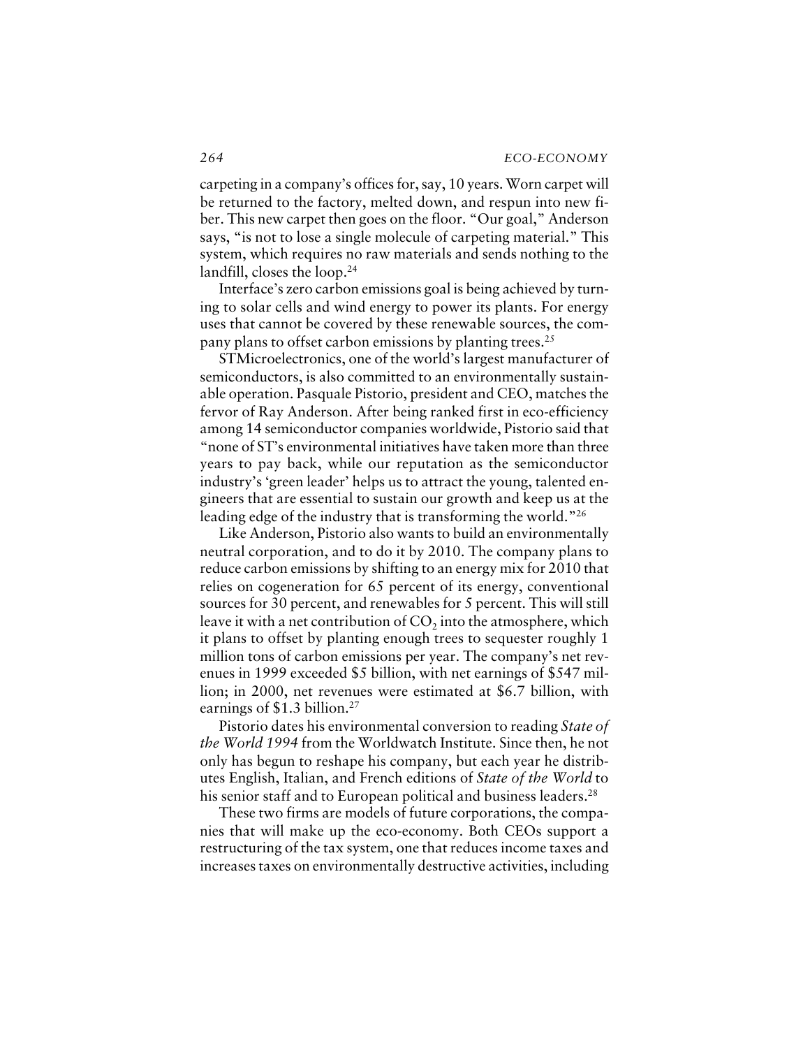carpeting in a company's offices for, say, 10 years. Worn carpet will be returned to the factory, melted down, and respun into new fiber. This new carpet then goes on the floor. "Our goal," Anderson says, "is not to lose a single molecule of carpeting material." This system, which requires no raw materials and sends nothing to the landfill, closes the loop.[24]

Interface's zero carbon emissions goal is being achieved by turning to solar cells and wind energy to power its plants. For energy uses that cannot be covered by these renewable sources, the company plans to offset carbon emissions by planting trees.[25]

STMicroelectronics, one of the world's largest manufacturer of semiconductors, is also committed to an environmentally sustainable operation. Pasquale Pistorio, president and CEO, matches the fervor of Ray Anderson. After being ranked first in eco-efficiency among 14 semiconductor companies worldwide, Pistorio said that "none of ST's environmental initiatives have taken more than three years to pay back, while our reputation as the semiconductor industry's 'green leader' helps us to attract the young, talented engineers that are essential to sustain our growth and keep us at the leading edge of the industry that is transforming the world."[26]

Like Anderson, Pistorio also wants to build an environmentally neutral corporation, and to do it by 2010. The company plans to reduce carbon emissions by shifting to an energy mix for 2010 that relies on cogeneration for 65 percent of its energy, conventional sources for 30 percent, and renewables for 5 percent. This will still leave it with a net contribution of $CO_2$ into the atmosphere, which it plans to offset by planting enough trees to sequester roughly 1 million tons of carbon emissions per year. The company's net revenues in 1999 exceeded $5 billion, with net earnings of $547 million; in 2000, net revenues were estimated at $6.7 billion, with earnings of $1.3 billion.[27]

Pistorio dates his environmental conversion to reading *State of the World 1994* from the Worldwatch Institute. Since then, he not only has begun to reshape his company, but each year he distributes English, Italian, and French editions of *State of the World* to his senior staff and to European political and business leaders.[28]

These two firms are models of future corporations, the companies that will make up the eco-economy. Both CEOs support a restructuring of the tax system, one that reduces income taxes and increases taxes on environmentally destructive activities, including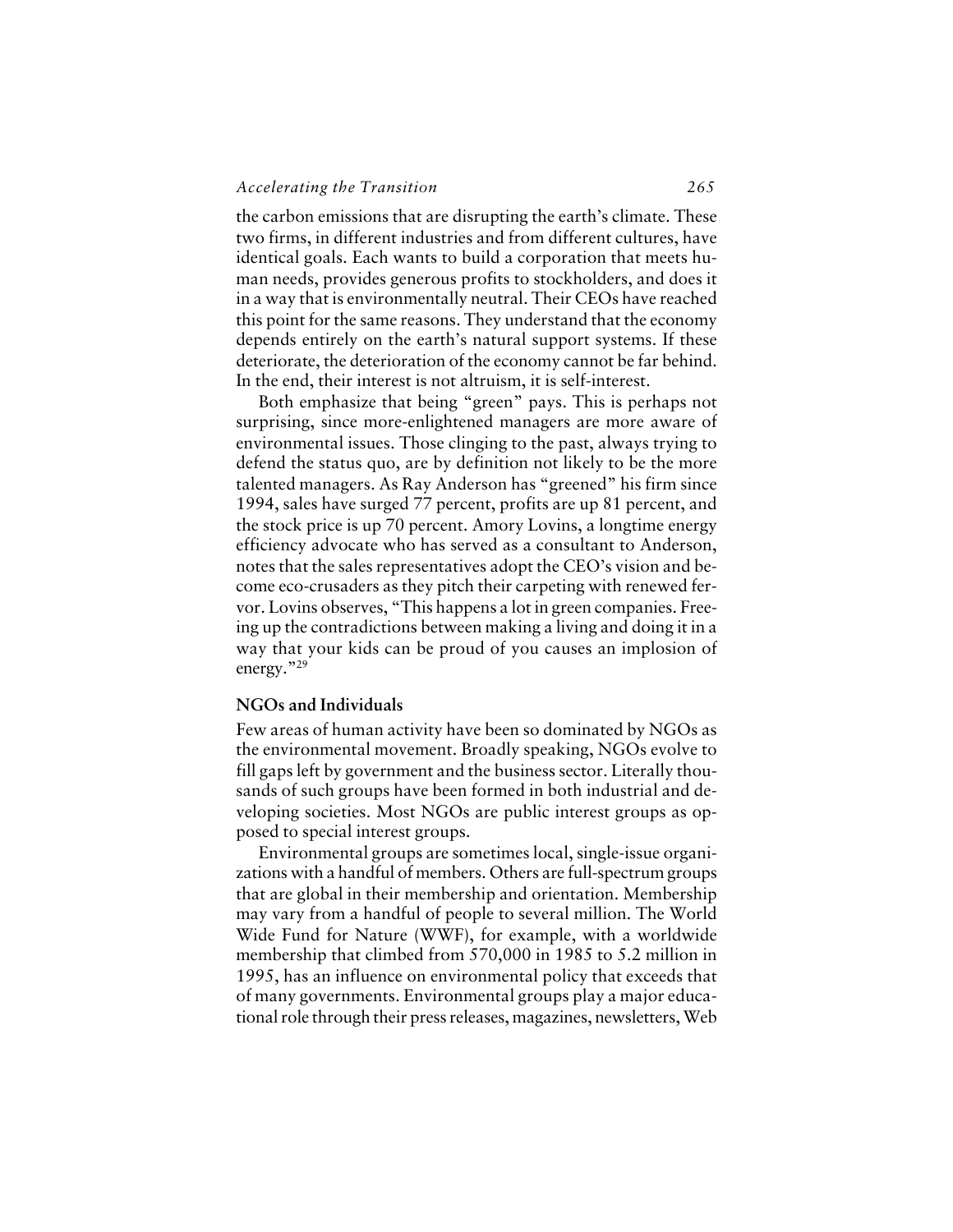the carbon emissions that are disrupting the earth's climate. These two firms, in different industries and from different cultures, have identical goals. Each wants to build a corporation that meets human needs, provides generous profits to stockholders, and does it in a way that is environmentally neutral. Their CEOs have reached this point for the same reasons. They understand that the economy depends entirely on the earth's natural support systems. If these deteriorate, the deterioration of the economy cannot be far behind. In the end, their interest is not altruism, it is self-interest.

Both emphasize that being "green" pays. This is perhaps not surprising, since more-enlightened managers are more aware of environmental issues. Those clinging to the past, always trying to defend the status quo, are by definition not likely to be the more talented managers. As Ray Anderson has "greened" his firm since 1994, sales have surged 77 percent, profits are up 81 percent, and the stock price is up 70 percent. Amory Lovins, a longtime energy efficiency advocate who has served as a consultant to Anderson, notes that the sales representatives adopt the CEO's vision and become eco-crusaders as they pitch their carpeting with renewed fervor. Lovins observes, "This happens a lot in green companies. Freeing up the contradictions between making a living and doing it in a way that your kids can be proud of you causes an implosion of energy."[29]

### NGOs and Individuals

Few areas of human activity have been so dominated by NGOs as the environmental movement. Broadly speaking, NGOs evolve to fill gaps left by government and the business sector. Literally thousands of such groups have been formed in both industrial and developing societies. Most NGOs are public interest groups as opposed to special interest groups.

Environmental groups are sometimes local, single-issue organizations with a handful of members. Others are full-spectrum groups that are global in their membership and orientation. Membership may vary from a handful of people to several million. The World Wide Fund for Nature (WWF), for example, with a worldwide membership that climbed from 570,000 in 1985 to 5.2 million in 1995, has an influence on environmental policy that exceeds that of many governments. Environmental groups play a major educational role through their press releases, magazines, newsletters, Web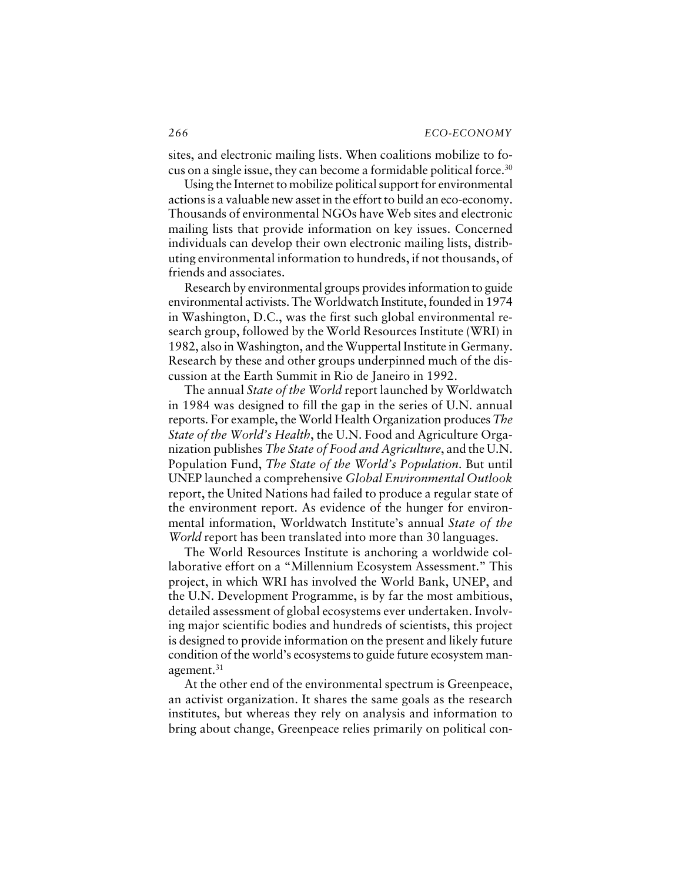sites, and electronic mailing lists. When coalitions mobilize to focus on a single issue, they can become a formidable political force.[30]

Using the Internet to mobilize political support for environmental actions is a valuable new asset in the effort to build an eco-economy. Thousands of environmental NGOs have Web sites and electronic mailing lists that provide information on key issues. Concerned individuals can develop their own electronic mailing lists, distributing environmental information to hundreds, if not thousands, of friends and associates.

Research by environmental groups provides information to guide environmental activists. The Worldwatch Institute, founded in 1974 in Washington, D.C., was the first such global environmental research group, followed by the World Resources Institute (WRI) in 1982, also in Washington, and the Wuppertal Institute in Germany. Research by these and other groups underpinned much of the discussion at the Earth Summit in Rio de Janeiro in 1992.

The annual *State of the World* report launched by Worldwatch in 1984 was designed to fill the gap in the series of U.N. annual reports. For example, the World Health Organization produces *The State of the World's Health*, the U.N. Food and Agriculture Organization publishes *The State of Food and Agriculture*, and the U.N. Population Fund, *The State of the World's Population*. But until UNEP launched a comprehensive *Global Environmental Outlook* report, the United Nations had failed to produce a regular state of the environment report. As evidence of the hunger for environmental information, Worldwatch Institute's annual *State of the World* report has been translated into more than 30 languages.

The World Resources Institute is anchoring a worldwide collaborative effort on a "Millennium Ecosystem Assessment." This project, in which WRI has involved the World Bank, UNEP, and the U.N. Development Programme, is by far the most ambitious, detailed assessment of global ecosystems ever undertaken. Involving major scientific bodies and hundreds of scientists, this project is designed to provide information on the present and likely future condition of the world's ecosystems to guide future ecosystem management.[31]

At the other end of the environmental spectrum is Greenpeace, an activist organization. It shares the same goals as the research institutes, but whereas they rely on analysis and information to bring about change, Greenpeace relies primarily on political con-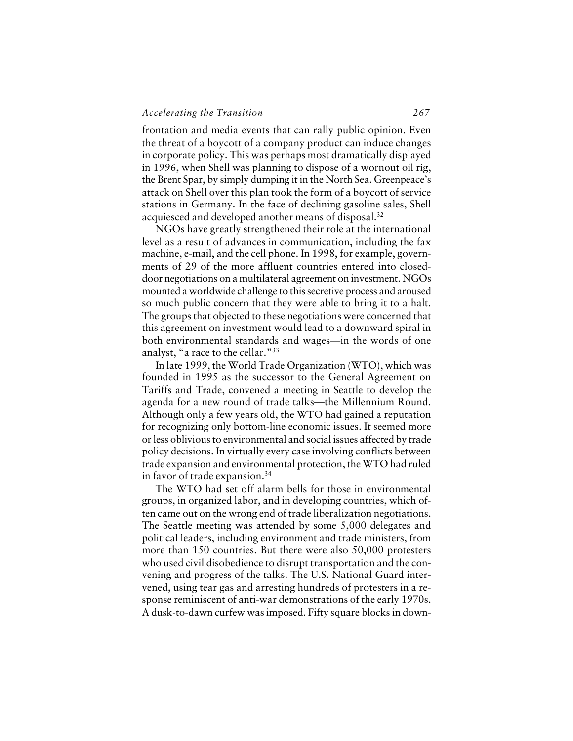frontation and media events that can rally public opinion. Even the threat of a boycott of a company product can induce changes in corporate policy. This was perhaps most dramatically displayed in 1996, when Shell was planning to dispose of a wornout oil rig, the Brent Spar, by simply dumping it in the North Sea. Greenpeace's attack on Shell over this plan took the form of a boycott of service stations in Germany. In the face of declining gasoline sales, Shell acquiesced and developed another means of disposal.[32]

NGOs have greatly strengthened their role at the international level as a result of advances in communication, including the fax machine, e-mail, and the cell phone. In 1998, for example, governments of 29 of the more affluent countries entered into closed-door negotiations on a multilateral agreement on investment. NGOs mounted a worldwide challenge to this secretive process and aroused so much public concern that they were able to bring it to a halt. The groups that objected to these negotiations were concerned that this agreement on investment would lead to a downward spiral in both environmental standards and wages—in the words of one analyst, "a race to the cellar."[33]

In late 1999, the World Trade Organization (WTO), which was founded in 1995 as the successor to the General Agreement on Tariffs and Trade, convened a meeting in Seattle to develop the agenda for a new round of trade talks—the Millennium Round. Although only a few years old, the WTO had gained a reputation for recognizing only bottom-line economic issues. It seemed more or less oblivious to environmental and social issues affected by trade policy decisions. In virtually every case involving conflicts between trade expansion and environmental protection, the WTO had ruled in favor of trade expansion.[34]

The WTO had set off alarm bells for those in environmental groups, in organized labor, and in developing countries, which often came out on the wrong end of trade liberalization negotiations. The Seattle meeting was attended by some 5,000 delegates and political leaders, including environment and trade ministers, from more than 150 countries. But there were also 50,000 protesters who used civil disobedience to disrupt transportation and the convening and progress of the talks. The U.S. National Guard intervened, using tear gas and arresting hundreds of protesters in a response reminiscent of anti-war demonstrations of the early 1970s. A dusk-to-dawn curfew was imposed. Fifty square blocks in down-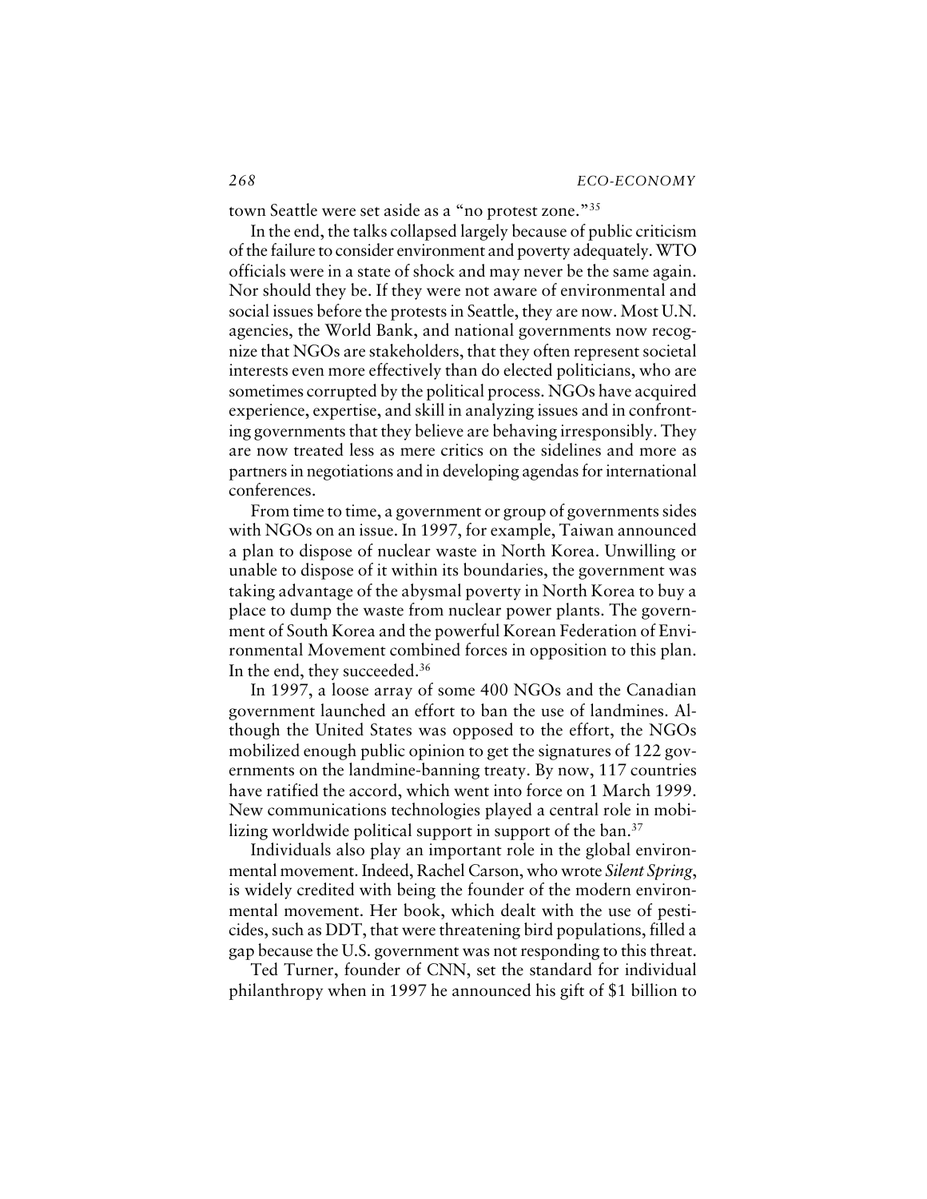town Seattle were set aside as a "no protest zone."[35]

In the end, the talks collapsed largely because of public criticism of the failure to consider environment and poverty adequately. WTO officials were in a state of shock and may never be the same again. Nor should they be. If they were not aware of environmental and social issues before the protests in Seattle, they are now. Most U.N. agencies, the World Bank, and national governments now recognize that NGOs are stakeholders, that they often represent societal interests even more effectively than do elected politicians, who are sometimes corrupted by the political process. NGOs have acquired experience, expertise, and skill in analyzing issues and in confronting governments that they believe are behaving irresponsibly. They are now treated less as mere critics on the sidelines and more as partners in negotiations and in developing agendas for international conferences.

From time to time, a government or group of governments sides with NGOs on an issue. In 1997, for example, Taiwan announced a plan to dispose of nuclear waste in North Korea. Unwilling or unable to dispose of it within its boundaries, the government was taking advantage of the abysmal poverty in North Korea to buy a place to dump the waste from nuclear power plants. The government of South Korea and the powerful Korean Federation of Environmental Movement combined forces in opposition to this plan. In the end, they succeeded.[36]

In 1997, a loose array of some 400 NGOs and the Canadian government launched an effort to ban the use of landmines. Although the United States was opposed to the effort, the NGOs mobilized enough public opinion to get the signatures of 122 governments on the landmine-banning treaty. By now, 117 countries have ratified the accord, which went into force on 1 March 1999. New communications technologies played a central role in mobilizing worldwide political support in support of the ban.[37]

Individuals also play an important role in the global environmental movement. Indeed, Rachel Carson, who wrote *Silent Spring*, is widely credited with being the founder of the modern environmental movement. Her book, which dealt with the use of pesticides, such as DDT, that were threatening bird populations, filled a gap because the U.S. government was not responding to this threat.

Ted Turner, founder of CNN, set the standard for individual philanthropy when in 1997 he announced his gift of $1 billion to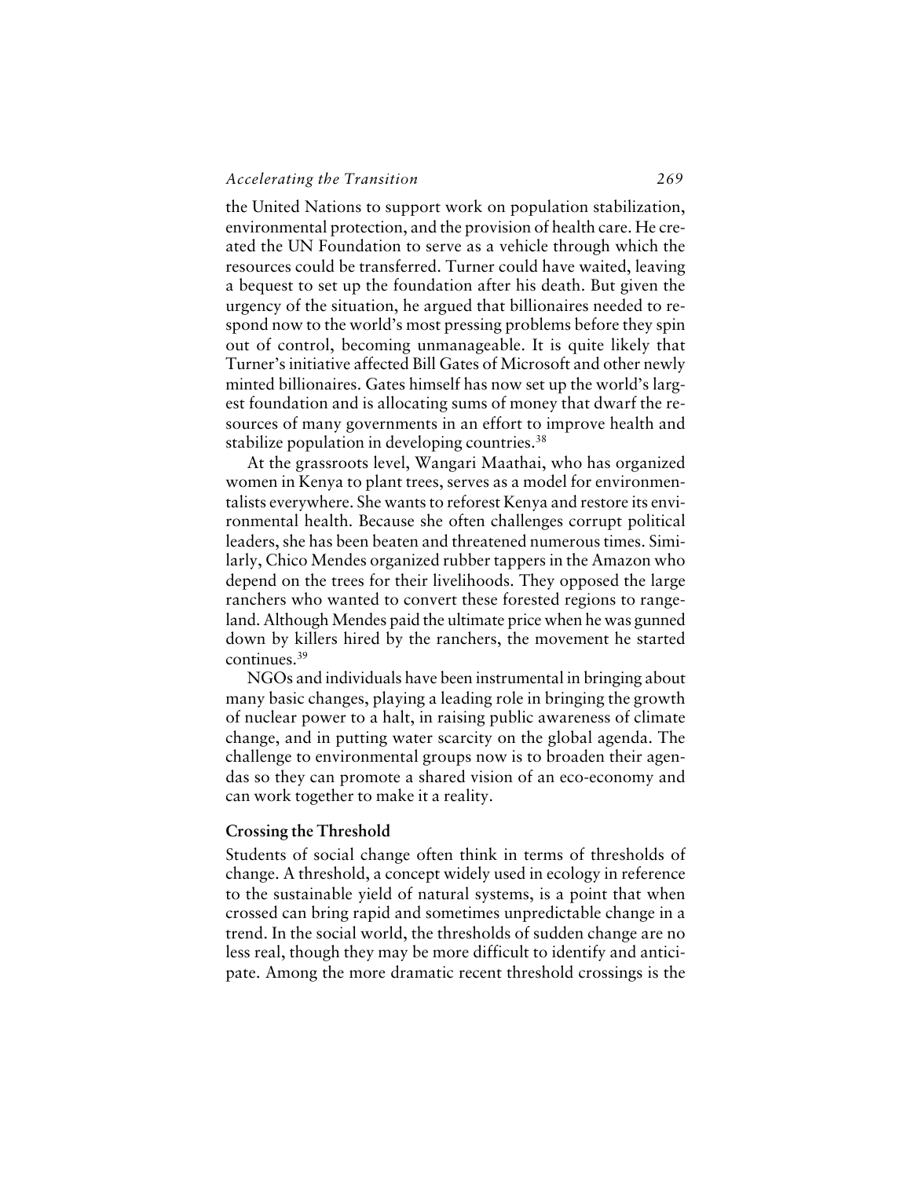the United Nations to support work on population stabilization, environmental protection, and the provision of health care. He created the UN Foundation to serve as a vehicle through which the resources could be transferred. Turner could have waited, leaving a bequest to set up the foundation after his death. But given the urgency of the situation, he argued that billionaires needed to respond now to the world's most pressing problems before they spin out of control, becoming unmanageable. It is quite likely that Turner's initiative affected Bill Gates of Microsoft and other newly minted billionaires. Gates himself has now set up the world's largest foundation and is allocating sums of money that dwarf the resources of many governments in an effort to improve health and stabilize population in developing countries.[38]

At the grassroots level, Wangari Maathai, who has organized women in Kenya to plant trees, serves as a model for environmentalists everywhere. She wants to reforest Kenya and restore its environmental health. Because she often challenges corrupt political leaders, she has been beaten and threatened numerous times. Similarly, Chico Mendes organized rubber tappers in the Amazon who depend on the trees for their livelihoods. They opposed the large ranchers who wanted to convert these forested regions to rangeland. Although Mendes paid the ultimate price when he was gunned down by killers hired by the ranchers, the movement he started continues.[39]

NGOs and individuals have been instrumental in bringing about many basic changes, playing a leading role in bringing the growth of nuclear power to a halt, in raising public awareness of climate change, and in putting water scarcity on the global agenda. The challenge to environmental groups now is to broaden their agendas so they can promote a shared vision of an eco-economy and can work together to make it a reality.

### Crossing the Threshold

Students of social change often think in terms of thresholds of change. A threshold, a concept widely used in ecology in reference to the sustainable yield of natural systems, is a point that when crossed can bring rapid and sometimes unpredictable change in a trend. In the social world, the thresholds of sudden change are no less real, though they may be more difficult to identify and anticipate. Among the more dramatic recent threshold crossings is the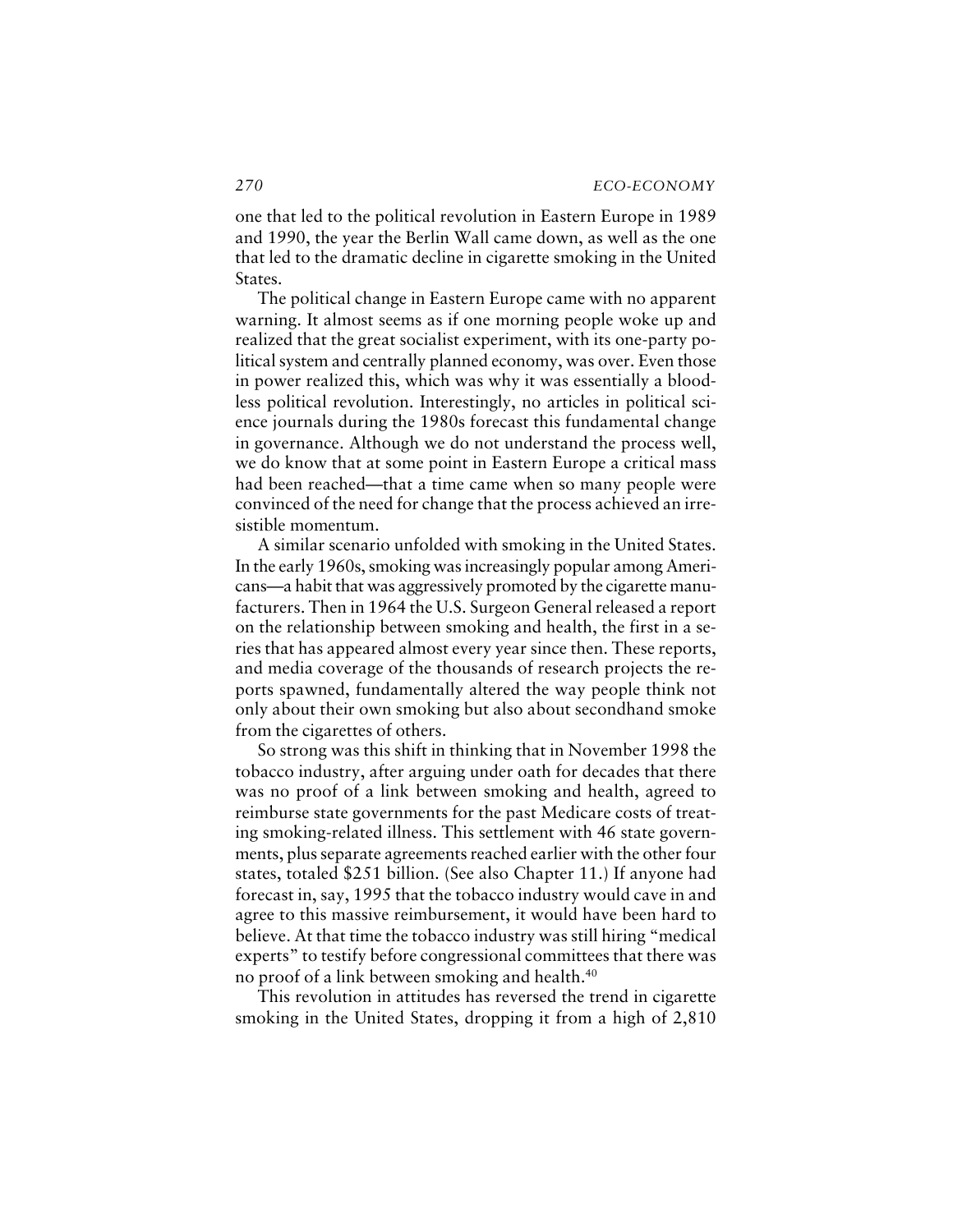one that led to the political revolution in Eastern Europe in 1989 and 1990, the year the Berlin Wall came down, as well as the one that led to the dramatic decline in cigarette smoking in the United States.

The political change in Eastern Europe came with no apparent warning. It almost seems as if one morning people woke up and realized that the great socialist experiment, with its one-party political system and centrally planned economy, was over. Even those in power realized this, which was why it was essentially a bloodless political revolution. Interestingly, no articles in political science journals during the 1980s forecast this fundamental change in governance. Although we do not understand the process well, we do know that at some point in Eastern Europe a critical mass had been reached—that a time came when so many people were convinced of the need for change that the process achieved an irresistible momentum.

A similar scenario unfolded with smoking in the United States. In the early 1960s, smoking was increasingly popular among Americans—a habit that was aggressively promoted by the cigarette manufacturers. Then in 1964 the U.S. Surgeon General released a report on the relationship between smoking and health, the first in a series that has appeared almost every year since then. These reports, and media coverage of the thousands of research projects the reports spawned, fundamentally altered the way people think not only about their own smoking but also about secondhand smoke from the cigarettes of others.

So strong was this shift in thinking that in November 1998 the tobacco industry, after arguing under oath for decades that there was no proof of a link between smoking and health, agreed to reimburse state governments for the past Medicare costs of treating smoking-related illness. This settlement with 46 state governments, plus separate agreements reached earlier with the other four states, totaled $251 billion. (See also Chapter 11.) If anyone had forecast in, say, 1995 that the tobacco industry would cave in and agree to this massive reimbursement, it would have been hard to believe. At that time the tobacco industry was still hiring "medical experts" to testify before congressional committees that there was no proof of a link between smoking and health.[40]

This revolution in attitudes has reversed the trend in cigarette smoking in the United States, dropping it from a high of 2,810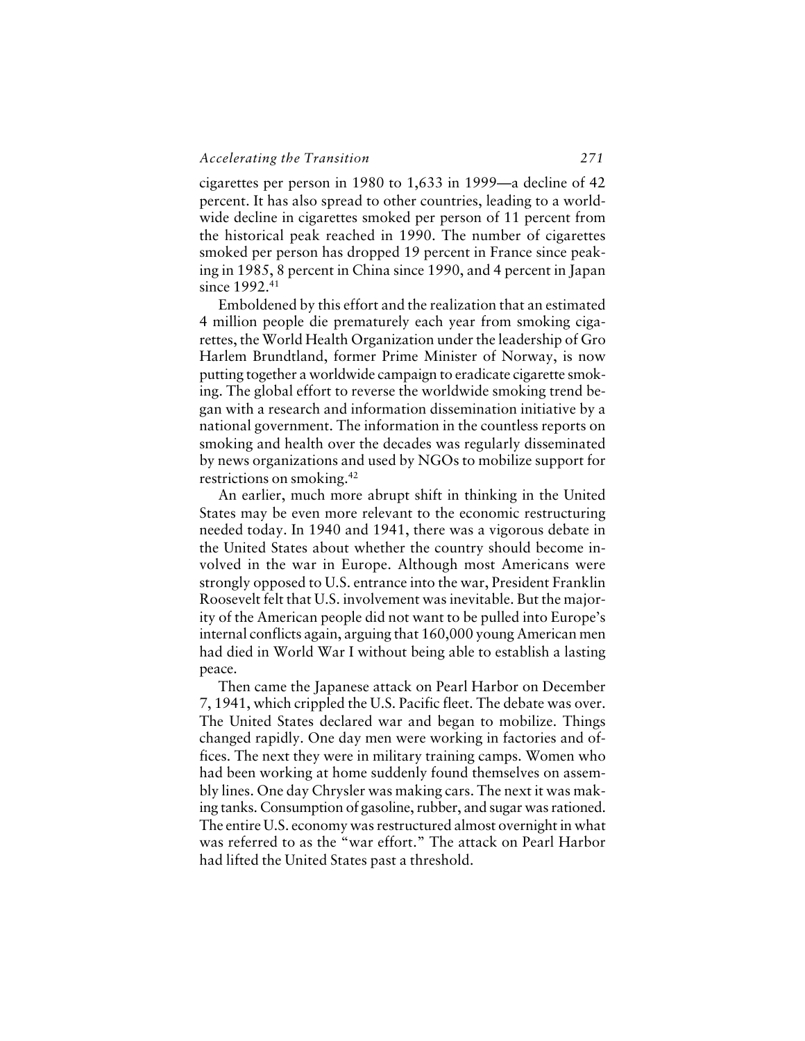cigarettes per person in 1980 to 1,633 in 1999—a decline of 42 percent. It has also spread to other countries, leading to a worldwide decline in cigarettes smoked per person of 11 percent from the historical peak reached in 1990. The number of cigarettes smoked per person has dropped 19 percent in France since peaking in 1985, 8 percent in China since 1990, and 4 percent in Japan since 1992.[41]

Emboldened by this effort and the realization that an estimated 4 million people die prematurely each year from smoking cigarettes, the World Health Organization under the leadership of Gro Harlem Brundtland, former Prime Minister of Norway, is now putting together a worldwide campaign to eradicate cigarette smoking. The global effort to reverse the worldwide smoking trend began with a research and information dissemination initiative by a national government. The information in the countless reports on smoking and health over the decades was regularly disseminated by news organizations and used by NGOs to mobilize support for restrictions on smoking.[42]

An earlier, much more abrupt shift in thinking in the United States may be even more relevant to the economic restructuring needed today. In 1940 and 1941, there was a vigorous debate in the United States about whether the country should become involved in the war in Europe. Although most Americans were strongly opposed to U.S. entrance into the war, President Franklin Roosevelt felt that U.S. involvement was inevitable. But the majority of the American people did not want to be pulled into Europe's internal conflicts again, arguing that 160,000 young American men had died in World War I without being able to establish a lasting peace.

Then came the Japanese attack on Pearl Harbor on December 7, 1941, which crippled the U.S. Pacific fleet. The debate was over. The United States declared war and began to mobilize. Things changed rapidly. One day men were working in factories and offices. The next they were in military training camps. Women who had been working at home suddenly found themselves on assembly lines. One day Chrysler was making cars. The next it was making tanks. Consumption of gasoline, rubber, and sugar was rationed. The entire U.S. economy was restructured almost overnight in what was referred to as the "war effort." The attack on Pearl Harbor had lifted the United States past a threshold.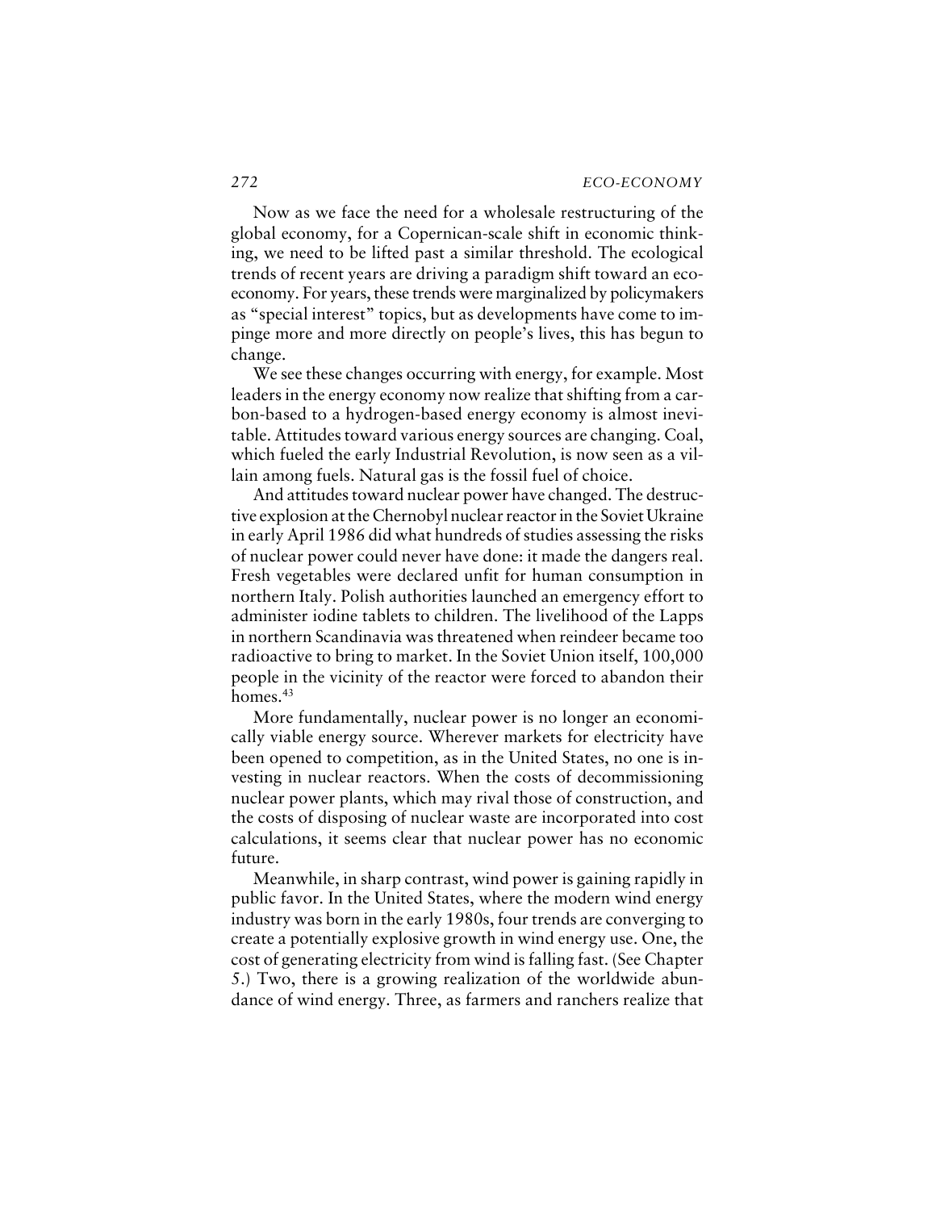Now as we face the need for a wholesale restructuring of the global economy, for a Copernican-scale shift in economic thinking, we need to be lifted past a similar threshold. The ecological trends of recent years are driving a paradigm shift toward an eco-economy. For years, these trends were marginalized by policymakers as "special interest" topics, but as developments have come to impinge more and more directly on people's lives, this has begun to change.

We see these changes occurring with energy, for example. Most leaders in the energy economy now realize that shifting from a carbon-based to a hydrogen-based energy economy is almost inevitable. Attitudes toward various energy sources are changing. Coal, which fueled the early Industrial Revolution, is now seen as a villain among fuels. Natural gas is the fossil fuel of choice.

And attitudes toward nuclear power have changed. The destructive explosion at the Chernobyl nuclear reactor in the Soviet Ukraine in early April 1986 did what hundreds of studies assessing the risks of nuclear power could never have done: it made the dangers real. Fresh vegetables were declared unfit for human consumption in northern Italy. Polish authorities launched an emergency effort to administer iodine tablets to children. The livelihood of the Lapps in northern Scandinavia was threatened when reindeer became too radioactive to bring to market. In the Soviet Union itself, 100,000 people in the vicinity of the reactor were forced to abandon their homes.[43]

More fundamentally, nuclear power is no longer an economically viable energy source. Wherever markets for electricity have been opened to competition, as in the United States, no one is investing in nuclear reactors. When the costs of decommissioning nuclear power plants, which may rival those of construction, and the costs of disposing of nuclear waste are incorporated into cost calculations, it seems clear that nuclear power has no economic future.

Meanwhile, in sharp contrast, wind power is gaining rapidly in public favor. In the United States, where the modern wind energy industry was born in the early 1980s, four trends are converging to create a potentially explosive growth in wind energy use. One, the cost of generating electricity from wind is falling fast. (See Chapter 5.) Two, there is a growing realization of the worldwide abundance of wind energy. Three, as farmers and ranchers realize that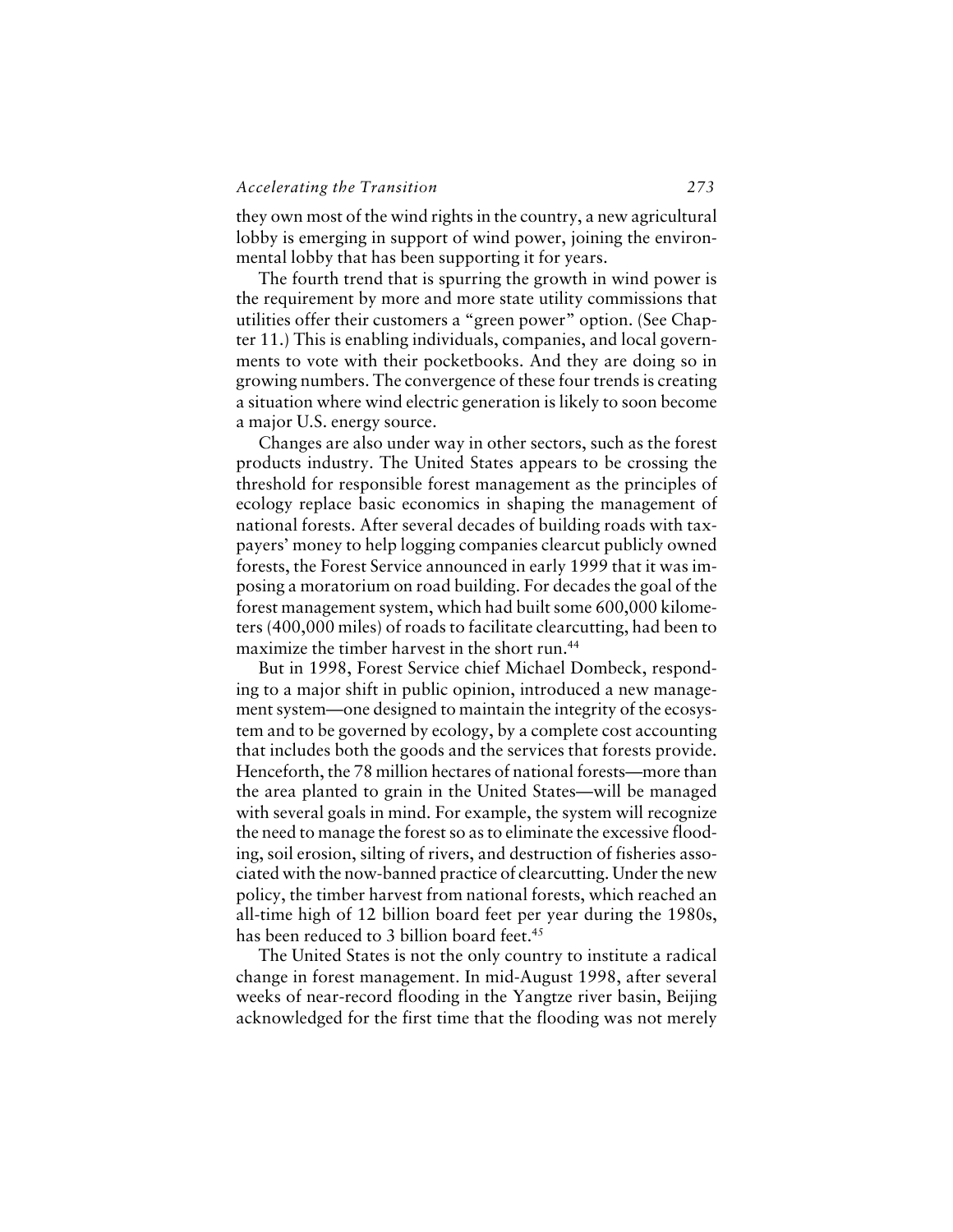they own most of the wind rights in the country, a new agricultural lobby is emerging in support of wind power, joining the environmental lobby that has been supporting it for years.

The fourth trend that is spurring the growth in wind power is the requirement by more and more state utility commissions that utilities offer their customers a "green power" option. (See Chapter 11.) This is enabling individuals, companies, and local governments to vote with their pocketbooks. And they are doing so in growing numbers. The convergence of these four trends is creating a situation where wind electric generation is likely to soon become a major U.S. energy source.

Changes are also under way in other sectors, such as the forest products industry. The United States appears to be crossing the threshold for responsible forest management as the principles of ecology replace basic economics in shaping the management of national forests. After several decades of building roads with taxpayers' money to help logging companies clearcut publicly owned forests, the Forest Service announced in early 1999 that it was imposing a moratorium on road building. For decades the goal of the forest management system, which had built some 600,000 kilometers (400,000 miles) of roads to facilitate clearcutting, had been to maximize the timber harvest in the short run.[44]

But in 1998, Forest Service chief Michael Dombeck, responding to a major shift in public opinion, introduced a new management system—one designed to maintain the integrity of the ecosystem and to be governed by ecology, by a complete cost accounting that includes both the goods and the services that forests provide. Henceforth, the 78 million hectares of national forests—more than the area planted to grain in the United States—will be managed with several goals in mind. For example, the system will recognize the need to manage the forest so as to eliminate the excessive flooding, soil erosion, silting of rivers, and destruction of fisheries associated with the now-banned practice of clearcutting. Under the new policy, the timber harvest from national forests, which reached an all-time high of 12 billion board feet per year during the 1980s, has been reduced to 3 billion board feet.[45]

The United States is not the only country to institute a radical change in forest management. In mid-August 1998, after several weeks of near-record flooding in the Yangtze river basin, Beijing acknowledged for the first time that the flooding was not merely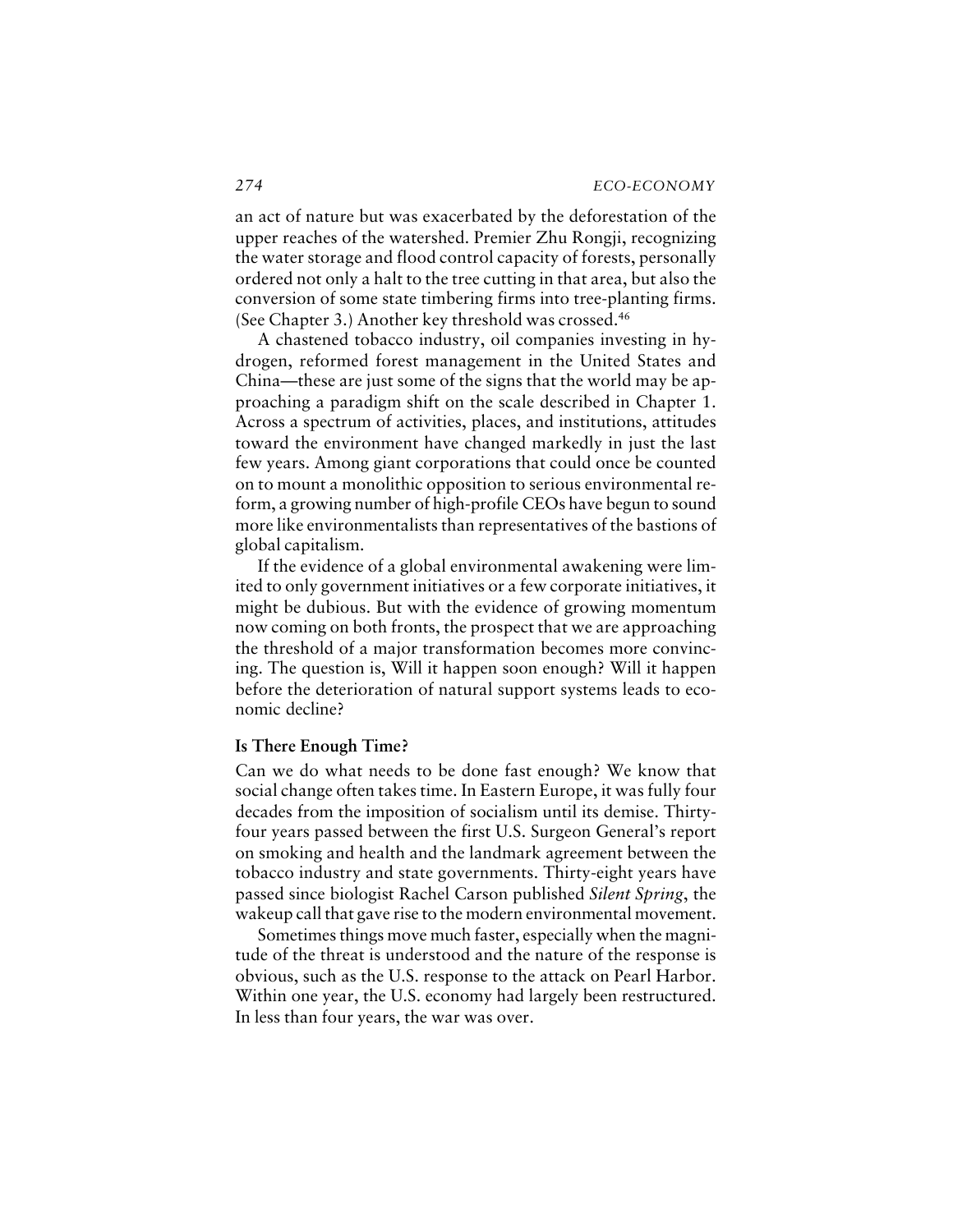an act of nature but was exacerbated by the deforestation of the upper reaches of the watershed. Premier Zhu Rongji, recognizing the water storage and flood control capacity of forests, personally ordered not only a halt to the tree cutting in that area, but also the conversion of some state timbering firms into tree-planting firms. (See Chapter 3.) Another key threshold was crossed.[46]

A chastened tobacco industry, oil companies investing in hydrogen, reformed forest management in the United States and China—these are just some of the signs that the world may be approaching a paradigm shift on the scale described in Chapter 1. Across a spectrum of activities, places, and institutions, attitudes toward the environment have changed markedly in just the last few years. Among giant corporations that could once be counted on to mount a monolithic opposition to serious environmental reform, a growing number of high-profile CEOs have begun to sound more like environmentalists than representatives of the bastions of global capitalism.

If the evidence of a global environmental awakening were limited to only government initiatives or a few corporate initiatives, it might be dubious. But with the evidence of growing momentum now coming on both fronts, the prospect that we are approaching the threshold of a major transformation becomes more convincing. The question is, Will it happen soon enough? Will it happen before the deterioration of natural support systems leads to economic decline?

### Is There Enough Time?

Can we do what needs to be done fast enough? We know that social change often takes time. In Eastern Europe, it was fully four decades from the imposition of socialism until its demise. Thirty-four years passed between the first U.S. Surgeon General's report on smoking and health and the landmark agreement between the tobacco industry and state governments. Thirty-eight years have passed since biologist Rachel Carson published *Silent Spring*, the wakeup call that gave rise to the modern environmental movement.

Sometimes things move much faster, especially when the magnitude of the threat is understood and the nature of the response is obvious, such as the U.S. response to the attack on Pearl Harbor. Within one year, the U.S. economy had largely been restructured. In less than four years, the war was over.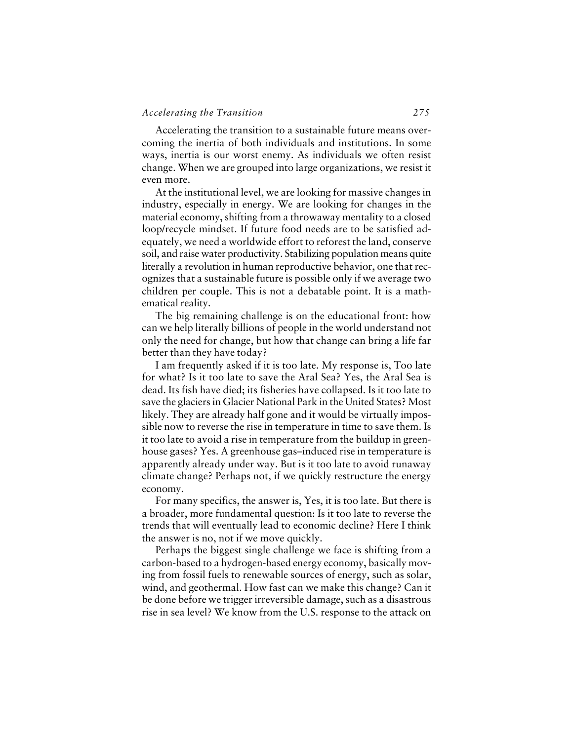Accelerating the transition to a sustainable future means overcoming the inertia of both individuals and institutions. In some ways, inertia is our worst enemy. As individuals we often resist change. When we are grouped into large organizations, we resist it even more.

At the institutional level, we are looking for massive changes in industry, especially in energy. We are looking for changes in the material economy, shifting from a throwaway mentality to a closed loop/recycle mindset. If future food needs are to be satisfied adequately, we need a worldwide effort to reforest the land, conserve soil, and raise water productivity. Stabilizing population means quite literally a revolution in human reproductive behavior, one that recognizes that a sustainable future is possible only if we average two children per couple. This is not a debatable point. It is a mathematical reality.

The big remaining challenge is on the educational front: how can we help literally billions of people in the world understand not only the need for change, but how that change can bring a life far better than they have today?

I am frequently asked if it is too late. My response is, Too late for what? Is it too late to save the Aral Sea? Yes, the Aral Sea is dead. Its fish have died; its fisheries have collapsed. Is it too late to save the glaciers in Glacier National Park in the United States? Most likely. They are already half gone and it would be virtually impossible now to reverse the rise in temperature in time to save them. Is it too late to avoid a rise in temperature from the buildup in greenhouse gases? Yes. A greenhouse gas–induced rise in temperature is apparently already under way. But is it too late to avoid runaway climate change? Perhaps not, if we quickly restructure the energy economy.

For many specifics, the answer is, Yes, it is too late. But there is a broader, more fundamental question: Is it too late to reverse the trends that will eventually lead to economic decline? Here I think the answer is no, not if we move quickly.

Perhaps the biggest single challenge we face is shifting from a carbon-based to a hydrogen-based energy economy, basically moving from fossil fuels to renewable sources of energy, such as solar, wind, and geothermal. How fast can we make this change? Can it be done before we trigger irreversible damage, such as a disastrous rise in sea level? We know from the U.S. response to the attack on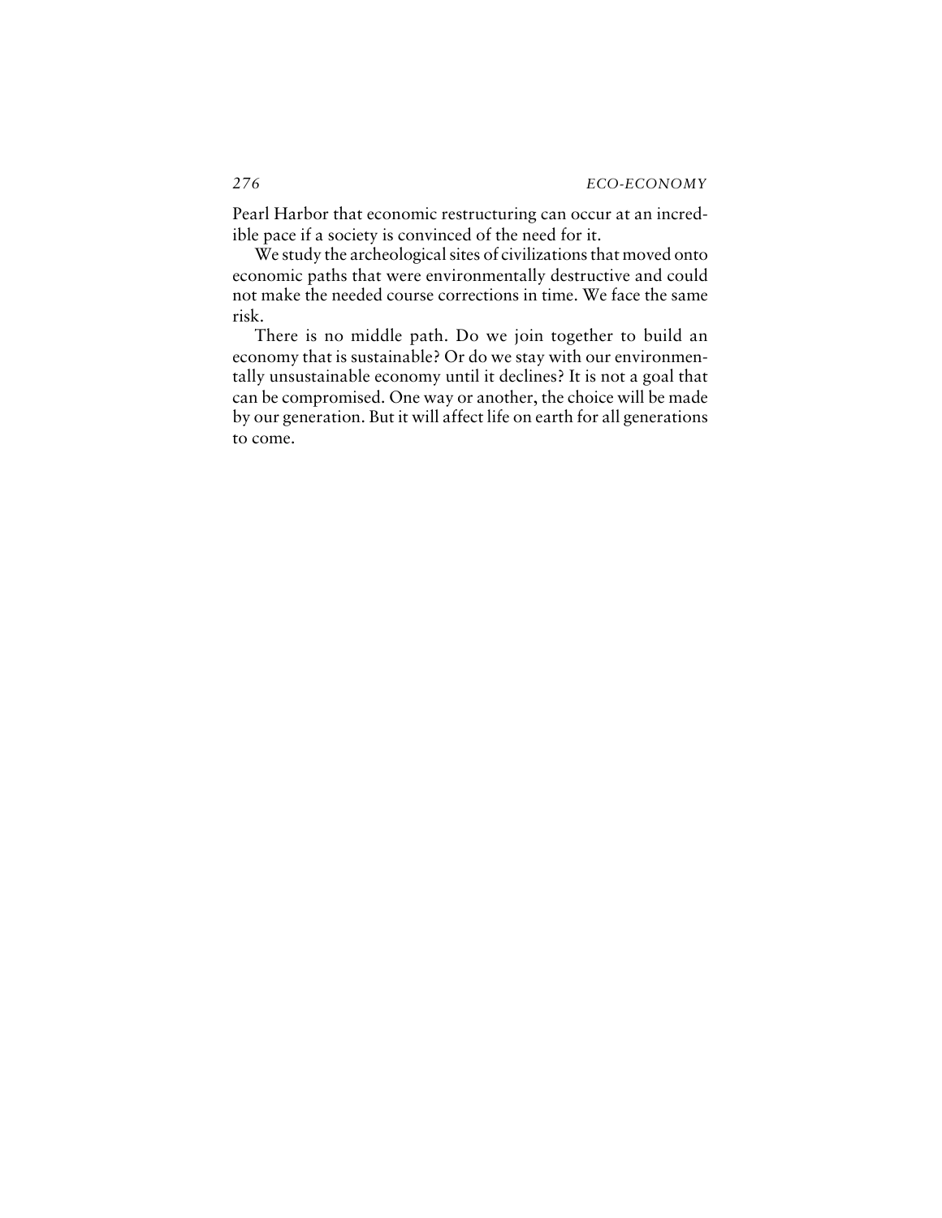Pearl Harbor that economic restructuring can occur at an incredible pace if a society is convinced of the need for it.

We study the archeological sites of civilizations that moved onto economic paths that were environmentally destructive and could not make the needed course corrections in time. We face the same risk.

There is no middle path. Do we join together to build an economy that is sustainable? Or do we stay with our environmentally unsustainable economy until it declines? It is not a goal that can be compromised. One way or another, the choice will be made by our generation. But it will affect life on earth for all generations to come.